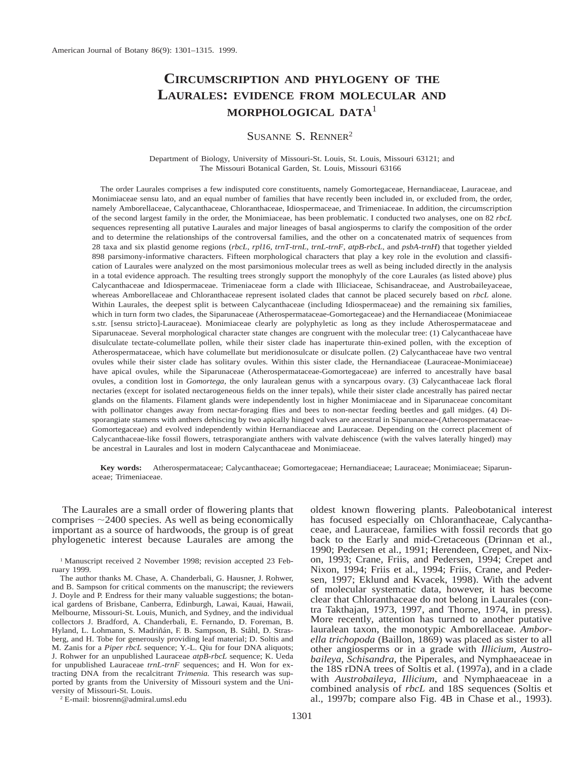# CIRCUMSCRIPTION AND PHYLOGENY OF THE LAURALES: EVIDENCE FROM MOLECULAR AND MORPHOLOGICAL DATA[1]

SUSANNE S. RENNER[2]

Department of Biology, University of Missouri-St. Louis, St. Louis, Missouri 63121; and The Missouri Botanical Garden, St. Louis, Missouri 63166

The order Laurales comprises a few indisputed core constituents, namely Gomortegaceae, Hernandiaceae, Lauraceae, and Monimiaceae sensu lato, and an equal number of families that have recently been included in, or excluded from, the order, namely Amborellaceae, Calycanthaceae, Chloranthaceae, Idiospermaceae, and Trimeniaceae. In addition, the circumscription of the second largest family in the order, the Monimiaceae, has been problematic. I conducted two analyses, one on 82 *rbcL* sequences representing all putative Laurales and major lineages of basal angiosperms to clarify the composition of the order and to determine the relationships of the controversal families, and the other on a concatenated matrix of sequences from 28 taxa and six plastid genome regions (*rbcL*, *rpl16*, *trnT-trnL*, *trnL-trnF*, *atpB-rbcL*, and *psbA-trnH*) that together yielded 898 parsimony-informative characters. Fifteen morphological characters that play a key role in the evolution and classification of Laurales were analyzed on the most parsimonious molecular trees as well as being included directly in the analysis in a total evidence approach. The resulting trees strongly support the monophyly of the core Laurales (as listed above) plus Calycanthaceae and Idiospermaceae. Trimeniaceae form a clade with Illiciaceae, Schisandraceae, and Austrobaileyaceae, whereas Amborellaceae and Chloranthaceae represent isolated clades that cannot be placed securely based on *rbcL* alone. Within Laurales, the deepest split is between Calycanthaceae (including Idiospermaceae) and the remaining six families, which in turn form two clades, the Siparunaceae (Atherospermataceae-Gomortegaceae) and the Hernandiaceae (Monimiaceae s.str. [sensu stricto]-Lauraceae). Monimiaceae clearly are polyphyletic as long as they include Atherospermataceae and Siparunaceae. Several morphological character state changes are congruent with the molecular tree: (1) Calycanthaceae have disulculate tectate-columellate pollen, while their sister clade has inaperturate thin-exined pollen, with the exception of Atherospermataceae, which have columellate but meridionosulcate or disulcate pollen. (2) Calycanthaceae have two ventral ovules while their sister clade has solitary ovules. Within this sister clade, the Hernandiaceae (Lauraceae-Monimiaceae) have apical ovules, while the Siparunaceae (Atherospermataceae-Gomortegaceae) are inferred to ancestrally have basal ovules, a condition lost in *Gomortega*, the only lauralean genus with a syncarpous ovary. (3) Calycanthaceae lack floral nectaries (except for isolated nectarogeneous fields on the inner tepals), while their sister clade ancestrally has paired nectar glands on the filaments. Filament glands were independently lost in higher Monimiaceae and in Siparunaceae concomitant with pollinator changes away from nectar-foraging flies and bees to non-nectar feeding beetles and gall midges. (4) Disporangiate stamens with anthers dehiscing by two apically hinged valves are ancestral in Siparunaceae-(Atherospermataceae-Gomortegaceae) and evolved independently within Hernandiaceae and Lauraceae. Depending on the correct placement of Calycanthaceae-like fossil flowers, tetrasporangiate anthers with valvate dehiscence (with the valves laterally hinged) may be ancestral in Laurales and lost in modern Calycanthaceae and Monimiaceae.

**Key words:** Atherospermataceae; Calycanthaceae; Gomortegaceae; Hernandiaceae; Lauraceae; Monimiaceae; Siparunaceae; Trimeniaceae.

The Laurales are a small order of flowering plants that comprises ~2400 species. As well as being economically important as a source of hardwoods, the group is of great phylogenetic interest because Laurales are among the oldest known flowering plants. Paleobotanical interest has focused especially on Chloranthaceae, Calycanthaceae, and Lauraceae, families with fossil records that go back to the Early and mid-Cretaceous (Drinnan et al., 1990; Pedersen et al., 1991; Herendeen, Crepet, and Nixon, 1993; Crane, Friis, and Pedersen, 1994; Crepet and Nixon, 1994; Friis et al., 1994; Friis, Crane, and Pedersen, 1997; Eklund and Kvacek, 1998). With the advent of molecular systematic data, however, it has become clear that Chloranthaceae do not belong in Laurales (contra Takthajan, 1973, 1997, and Thorne, 1974, in press). More recently, attention has turned to another putative lauralean taxon, the monotypic Amborellaceae. *Amborella trichopoda* (Baillon, 1869) was placed as sister to all other angiosperms or in a grade with *Illicium, Austrobaileya, Schisandra,* the Piperales, and Nymphaeaceae in the 18S rDNA trees of Soltis et al. (1997a), and in a clade with *Austrobaileya, Illicium,* and Nymphaeaceae in a combined analysis of *rbcL* and 18S sequences (Soltis et al., 1997b; compare also Fig. 4B in Chase et al., 1993).

[1] Manuscript received 2 November 1998; revision accepted 23 February 1999.

The author thanks M. Chase, A. Chanderbali, G. Hausner, J. Rohwer, and B. Sampson for critical comments on the manuscript; the reviewers J. Doyle and P. Endress for their many valuable suggestions; the botanical gardens of Brisbane, Canberra, Edinburgh, Lawai, Kauai, Hawaii, Melbourne, Missouri-St. Louis, Munich, and Sydney, and the individual collectors J. Bradford, A. Chanderbali, E. Fernando, D. Foreman, B. Hyland, L. Lohmann, S. Madriñán, F. B. Sampson, B. Ståhl, D. Strasberg, and H. Tobe for generously providing leaf material; D. Soltis and M. Zanis for a *Piper rbcL* sequence; Y.-L. Qiu for four DNA aliquots; J. Rohwer for an unpublished Lauraceae *atpB-rbcL* sequence; K. Ueda for unpublished Lauraceae *trnL-trnF* sequences; and H. Won for extracting DNA from the recalcitrant *Trimenia.* This research was supported by grants from the University of Missouri system and the University of Missouri-St. Louis.

[2] E-mail: biosrenn@admiral.umsl.edu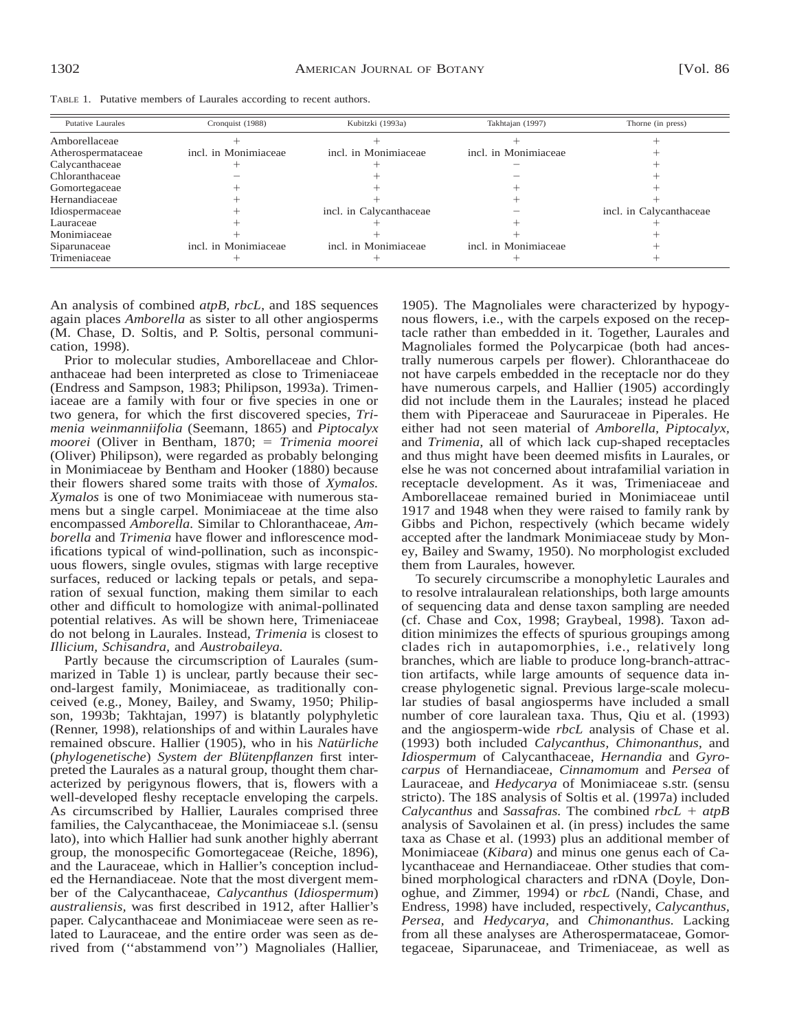TABLE 1. Putative members of Laurales according to recent authors.

| Putative Laurales | Cronquist (1988) | Kubitzki (1993a) | Takhtajan (1997) | Thorne (in press) |
|---|---|---|---|---|
| Amborellaceae | + | + | + | + |
| Atherospermataceae | incl. in Monimiaceae | incl. in Monimiaceae | incl. in Monimiaceae | + |
| Calycanthaceae | + | + | − | + |
| Chloranthaceae | − | + | − | + |
| Gomortegaceae | + | + | + | + |
| Hernandiaceae | + | + | + | + |
| Idiospermaceae | + | incl. in Calycanthaceae | − | incl. in Calycanthaceae |
| Lauraceae | + | + | + | + |
| Monimiaceae | + | + | + | + |
| Siparunaceae | incl. in Monimiaceae | incl. in Monimiaceae | incl. in Monimiaceae | + |
| Trimeniaceae | + | + | + | + |

An analysis of combined *atpB*, *rbcL*, and 18S sequences again places *Amborella* as sister to all other angiosperms (M. Chase, D. Soltis, and P. Soltis, personal communication, 1998).

Prior to molecular studies, Amborellaceae and Chloranthaceae had been interpreted as close to Trimeniaceae (Endress and Sampson, 1983; Philipson, 1993a). Trimeniaceae are a family with four or five species in one or two genera, for which the first discovered species, *Trimenia weinmanniifolia* (Seemann, 1865) and *Piptocalyx moorei* (Oliver in Bentham, 1870; = *Trimenia moorei* (Oliver) Philipson), were regarded as probably belonging in Monimiaceae by Bentham and Hooker (1880) because their flowers shared some traits with those of *Xymalos*. *Xymalos* is one of two Monimiaceae with numerous stamens but a single carpel. Monimiaceae at the time also encompassed *Amborella*. Similar to Chloranthaceae, *Amborella* and *Trimenia* have flower and inflorescence modifications typical of wind-pollination, such as inconspicuous flowers, single ovules, stigmas with large receptive surfaces, reduced or lacking tepals or petals, and separation of sexual function, making them similar to each other and difficult to homologize with animal-pollinated potential relatives. As will be shown here, Trimeniaceae do not belong in Laurales. Instead, *Trimenia* is closest to *Illicium*, *Schisandra*, and *Austrobaileya*.

Partly because the circumscription of Laurales (summarized in Table 1) is unclear, partly because their second-largest family, Monimiaceae, as traditionally conceived (e.g., Money, Bailey, and Swamy, 1950; Philipson, 1993b; Takhtajan, 1997) is blatantly polyphyletic (Renner, 1998), relationships of and within Laurales have remained obscure. Hallier (1905), who in his *Natürliche* (*phylogenetische*) *System der Blütenpflanzen* first interpreted the Laurales as a natural group, thought them characterized by perigynous flowers, that is, flowers with a well-developed fleshy receptacle enveloping the carpels. As circumscribed by Hallier, Laurales comprised three families, the Calycanthaceae, the Monimiaceae s.l. (sensu lato), into which Hallier had sunk another highly aberrant group, the monospecific Gomortegaceae (Reiche, 1896), and the Lauraceae, which in Hallier's conception included the Hernandiaceae. Note that the most divergent member of the Calycanthaceae, *Calycanthus* (*Idiospermum*) *australiensis*, was first described in 1912, after Hallier's paper. Calycanthaceae and Monimiaceae were seen as related to Lauraceae, and the entire order was seen as derived from (''abstammend von'') Magnoliales (Hallier, 1905). The Magnoliales were characterized by hypogynous flowers, i.e., with the carpels exposed on the receptacle rather than embedded in it. Together, Laurales and Magnoliales formed the Polycarpicae (both had ancestrally numerous carpels per flower). Chloranthaceae do not have carpels embedded in the receptacle nor do they have numerous carpels, and Hallier (1905) accordingly did not include them in the Laurales; instead he placed them with Piperaceae and Saururaceae in Piperales. He either had not seen material of *Amborella*, *Piptocalyx*, and *Trimenia*, all of which lack cup-shaped receptacles and thus might have been deemed misfits in Laurales, or else he was not concerned about intrafamilial variation in receptacle development. As it was, Trimeniaceae and Amborellaceae remained buried in Monimiaceae until 1917 and 1948 when they were raised to family rank by Gibbs and Pichon, respectively (which became widely accepted after the landmark Monimiaceae study by Money, Bailey and Swamy, 1950). No morphologist excluded them from Laurales, however.

To securely circumscribe a monophyletic Laurales and to resolve intralauralean relationships, both large amounts of sequencing data and dense taxon sampling are needed (cf. Chase and Cox, 1998; Graybeal, 1998). Taxon addition minimizes the effects of spurious groupings among clades rich in autapomorphies, i.e., relatively long branches, which are liable to produce long-branch-attraction artifacts, while large amounts of sequence data increase phylogenetic signal. Previous large-scale molecular studies of basal angiosperms have included a small number of core lauralean taxa. Thus, Qiu et al. (1993) and the angiosperm-wide *rbcL* analysis of Chase et al. (1993) both included *Calycanthus*, *Chimonanthus*, and *Idiospermum* of Calycanthaceae, *Hernandia* and *Gyrocarpus* of Hernandiaceae, *Cinnamomum* and *Persea* of Lauraceae, and *Hedycarya* of Monimiaceae s.str. (sensu stricto). The 18S analysis of Soltis et al. (1997a) included *Calycanthus* and *Sassafras*. The combined *rbcL* + *atpB* analysis of Savolainen et al. (in press) includes the same taxa as Chase et al. (1993) plus an additional member of Monimiaceae (*Kibara*) and minus one genus each of Calycanthaceae and Hernandiaceae. Other studies that combined morphological characters and rDNA (Doyle, Donoghue, and Zimmer, 1994) or *rbcL* (Nandi, Chase, and Endress, 1998) have included, respectively, *Calycanthus*, *Persea*, and *Hedycarya*, and *Chimonanthus*. Lacking from all these analyses are Atherospermataceae, Gomortegaceae, Siparunaceae, and Trimeniaceae, as well as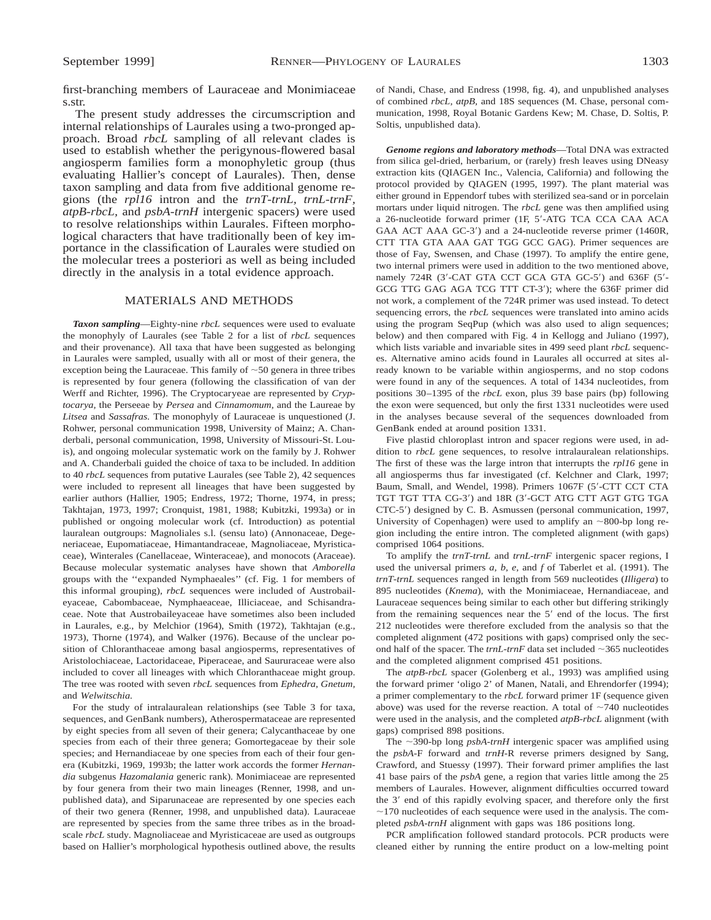first-branching members of Lauraceae and Monimiaceae s.str.

The present study addresses the circumscription and internal relationships of Laurales using a two-pronged approach. Broad *rbcL* sampling of all relevant clades is used to establish whether the perigynous-flowered basal angiosperm families form a monophyletic group (thus evaluating Hallier's concept of Laurales). Then, dense taxon sampling and data from five additional genome regions (the *rpl16* intron and the *trnT-trnL*, *trnL-trnF*, *atpB-rbcL*, and *psbA-trnH* intergenic spacers) were used to resolve relationships within Laurales. Fifteen morphological characters that have traditionally been of key importance in the classification of Laurales were studied on the molecular trees a posteriori as well as being included directly in the analysis in a total evidence approach.

## MATERIALS AND METHODS

***Taxon sampling***—Eighty-nine *rbcL* sequences were used to evaluate the monophyly of Laurales (see Table 2 for a list of *rbcL* sequences and their provenance). All taxa that have been suggested as belonging in Laurales were sampled, usually with all or most of their genera, the exception being the Lauraceae. This family of ~50 genera in three tribes is represented by four genera (following the classification of van der Werff and Richter, 1996). The Cryptocaryeae are represented by *Cryptocarya*, the Perseeae by *Persea* and *Cinnamomum*, and the Laureae by *Litsea* and *Sassafras*. The monophyly of Lauraceae is unquestioned (J. Rohwer, personal communication 1998, University of Mainz; A. Chanderbali, personal communication, 1998, University of Missouri-St. Louis), and ongoing molecular systematic work on the family by J. Rohwer and A. Chanderbali guided the choice of taxa to be included. In addition to 40 *rbcL* sequences from putative Laurales (see Table 2), 42 sequences were included to represent all lineages that have been suggested by earlier authors (Hallier, 1905; Endress, 1972; Thorne, 1974, in press; Takhtajan, 1973, 1997; Cronquist, 1981, 1988; Kubitzki, 1993a) or in published or ongoing molecular work (cf. Introduction) as potential lauralean outgroups: Magnoliales s.l. (sensu lato) (Annonaceae, Degeneriaceae, Eupomatiaceae, Himantandraceae, Magnoliaceae, Myristicaceae), Winterales (Canellaceae, Winteraceae), and monocots (Araceae). Because molecular systematic analyses have shown that *Amborella* groups with the ''expanded Nymphaeales'' (cf. Fig. 1 for members of this informal grouping), *rbcL* sequences were included of Austrobaileyaceae, Cabombaceae, Nymphaeaceae, Illiciaceae, and Schisandraceae. Note that Austrobaileyaceae have sometimes also been included in Laurales, e.g., by Melchior (1964), Smith (1972), Takhtajan (e.g., 1973), Thorne (1974), and Walker (1976). Because of the unclear position of Chloranthaceae among basal angiosperms, representatives of Aristolochiaceae, Lactoridaceae, Piperaceae, and Saururaceae were also included to cover all lineages with which Chloranthaceae might group. The tree was rooted with seven *rbcL* sequences from *Ephedra*, *Gnetum*, and *Welwitschia*.

For the study of intralauralean relationships (see Table 3 for taxa, sequences, and GenBank numbers), Atherospermataceae are represented by eight species from all seven of their genera; Calycanthaceae by one species from each of their three genera; Gomortegaceae by their sole species; and Hernandiaceae by one species from each of their four genera (Kubitzki, 1969, 1993b; the latter work accords the former *Hernandia* subgenus *Hazomalania* generic rank). Monimiaceae are represented by four genera from their two main lineages (Renner, 1998, and unpublished data), and Siparunaceae are represented by one species each of their two genera (Renner, 1998, and unpublished data). Lauraceae are represented by species from the same three tribes as in the broad-scale *rbcL* study. Magnoliaceae and Myristicaceae are used as outgroups based on Hallier's morphological hypothesis outlined above, the results of Nandi, Chase, and Endress (1998, fig. 4), and unpublished analyses of combined *rbcL*, *atpB*, and 18S sequences (M. Chase, personal communication, 1998, Royal Botanic Gardens Kew; M. Chase, D. Soltis, P. Soltis, unpublished data).

***Genome regions and laboratory methods***—Total DNA was extracted from silica gel-dried, herbarium, or (rarely) fresh leaves using DNeasy extraction kits (QIAGEN Inc., Valencia, California) and following the protocol provided by QIAGEN (1995, 1997). The plant material was either ground in Eppendorf tubes with sterilized sea-sand or in porcelain mortars under liquid nitrogen. The *rbcL* gene was then amplified using a 26-nucleotide forward primer (1F, 5′-ATG TCA CCA CAA ACA GAA ACT AAA GC-3′) and a 24-nucleotide reverse primer (1460R, CTT TTA GTA AAA GAT TGG GCC GAG). Primer sequences are those of Fay, Swensen, and Chase (1997). To amplify the entire gene, two internal primers were used in addition to the two mentioned above, namely 724R (3′-CAT GTA CCT GCA GTA GC-5′) and 636F (5′-GCG TTG GAG AGA TCG TTT CT-3′); where the 636F primer did not work, a complement of the 724R primer was used instead. To detect sequencing errors, the *rbcL* sequences were translated into amino acids using the program SeqPup (which was also used to align sequences; below) and then compared with Fig. 4 in Kellogg and Juliano (1997), which lists variable and invariable sites in 499 seed plant *rbcL* sequences. Alternative amino acids found in Laurales all occurred at sites already known to be variable within angiosperms, and no stop codons were found in any of the sequences. A total of 1434 nucleotides, from positions 30–1395 of the *rbcL* exon, plus 39 base pairs (bp) following the exon were sequenced, but only the first 1331 nucleotides were used in the analyses because several of the sequences downloaded from GenBank ended at around position 1331.

Five plastid chloroplast intron and spacer regions were used, in addition to *rbcL* gene sequences, to resolve intralauralean relationships. The first of these was the large intron that interrupts the *rpl16* gene in all angiosperms thus far investigated (cf. Kelchner and Clark, 1997; Baum, Small, and Wendel, 1998). Primers 1067F (5′-CTT CCT CTA TGT TGT TTA CG-3′) and 18R (3′-GCT ATG CTT AGT GTG TGA CTC-5′) designed by C. B. Asmussen (personal communication, 1997, University of Copenhagen) were used to amplify an ~800-bp long region including the entire intron. The completed alignment (with gaps) comprised 1064 positions.

To amplify the *trnT-trnL* and *trnL-trnF* intergenic spacer regions, I used the universal primers *a*, *b*, *e*, and *f* of Taberlet et al. (1991). The *trnT-trnL* sequences ranged in length from 569 nucleotides (*Illigera*) to 895 nucleotides (*Knema*), with the Monimiaceae, Hernandiaceae, and Lauraceae sequences being similar to each other but differing strikingly from the remaining sequences near the 5′ end of the locus. The first 212 nucleotides were therefore excluded from the analysis so that the completed alignment (472 positions with gaps) comprised only the second half of the spacer. The *trnL-trnF* data set included ~365 nucleotides and the completed alignment comprised 451 positions.

The *atpB-rbcL* spacer (Golenberg et al., 1993) was amplified using the forward primer 'oligo 2' of Manen, Natali, and Ehrendorfer (1994); a primer complementary to the *rbcL* forward primer 1F (sequence given above) was used for the reverse reaction. A total of ~740 nucleotides were used in the analysis, and the completed *atpB-rbcL* alignment (with gaps) comprised 898 positions.

The ~390-bp long *psbA-trnH* intergenic spacer was amplified using the *psbA*-F forward and *trnH*-R reverse primers designed by Sang, Crawford, and Stuessy (1997). Their forward primer amplifies the last 41 base pairs of the *psbA* gene, a region that varies little among the 25 members of Laurales. However, alignment difficulties occurred toward the 3′ end of this rapidly evolving spacer, and therefore only the first ~170 nucleotides of each sequence were used in the analysis. The completed *psbA-trnH* alignment with gaps was 186 positions long.

PCR amplification followed standard protocols. PCR products were cleaned either by running the entire product on a low-melting point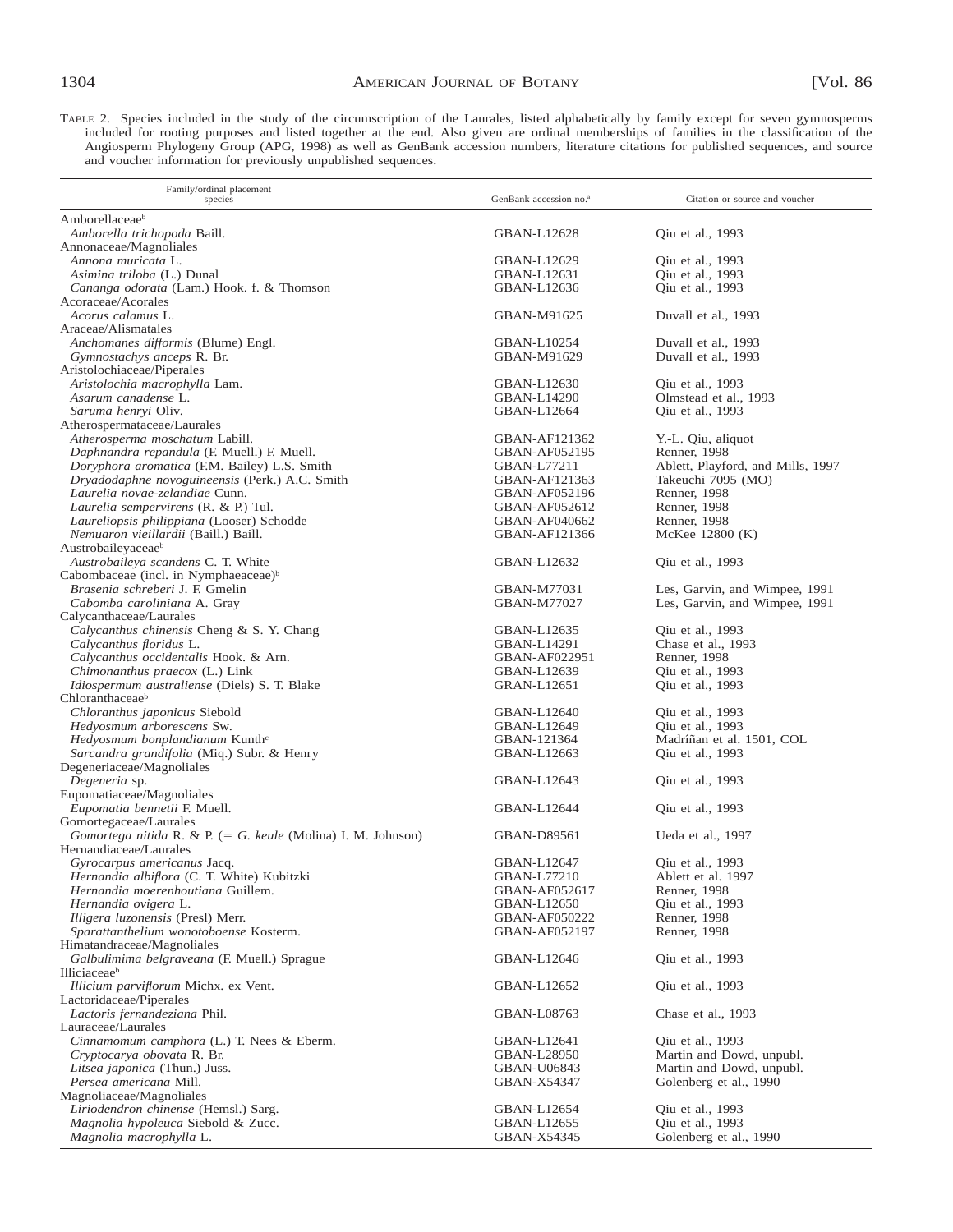TABLE 2. Species included in the study of the circumscription of the Laurales, listed alphabetically by family except for seven gymnosperms included for rooting purposes and listed together at the end. Also given are ordinal memberships of families in the classification of the Angiosperm Phylogeny Group (APG, 1998) as well as GenBank accession numbers, literature citations for published sequences, and source and voucher information for previously unpublished sequences.

| Family/ordinal placement species | GenBank accession no.[a] | Citation or source and voucher |
|---|---|---|
| Amborellaceae[b] | | |
| *Amborella trichopoda* Baill. | GBAN-L12628 | Qiu et al., 1993 |
| Annonaceae/Magnoliales | | |
| *Annona muricata* L. | GBAN-L12629 | Qiu et al., 1993 |
| *Asimina triloba* (L.) Dunal | GBAN-L12631 | Qiu et al., 1993 |
| *Cananga odorata* (Lam.) Hook. f. & Thomson | GBAN-L12636 | Qiu et al., 1993 |
| Acoraceae/Acorales | | |
| *Acorus calamus* L. | GBAN-M91625 | Duvall et al., 1993 |
| Araceae/Alismatales | | |
| *Anchomanes difformis* (Blume) Engl. | GBAN-L10254 | Duvall et al., 1993 |
| *Gymnostachys anceps* R. Br. | GBAN-M91629 | Duvall et al., 1993 |
| Aristolochiaceae/Piperales | | |
| *Aristolochia macrophylla* Lam. | GBAN-L12630 | Qiu et al., 1993 |
| *Asarum canadense* L. | GBAN-L14290 | Olmstead et al., 1993 |
| *Saruma henryi* Oliv. | GBAN-L12664 | Qiu et al., 1993 |
| Atherospermataceae/Laurales | | |
| *Atherosperma moschatum* Labill. | GBAN-AF121362 | Y.-L. Qiu, aliquot |
| *Daphnandra repandula* (F. Muell.) F. Muell. | GBAN-AF052195 | Renner, 1998 |
| *Doryphora aromatica* (F.M. Bailey) L.S. Smith | GBAN-L77211 | Ablett, Playford, and Mills, 1997 |
| *Dryadodaphne novoguineensis* (Perk.) A.C. Smith | GBAN-AF121363 | Takeuchi 7095 (MO) |
| *Laurelia novae-zelandiae* Cunn. | GBAN-AF052196 | Renner, 1998 |
| *Laurelia sempervirens* (R. & P.) Tul. | GBAN-AF052612 | Renner, 1998 |
| *Laureliopsis philippiana* (Looser) Schodde | GBAN-AF040662 | Renner, 1998 |
| *Nemuaron vieillardii* (Baill.) Baill. | GBAN-AF121366 | McKee 12800 (K) |
| Austrobaileyaceae[b] | | |
| *Austrobaileya scandens* C. T. White | GBAN-L12632 | Qiu et al., 1993 |
| Cabombaceae (incl. in Nymphaeaceae)[b] | | |
| *Brasenia schreberi* J. F. Gmelin | GBAN-M77031 | Les, Garvin, and Wimpee, 1991 |
| *Cabomba caroliniana* A. Gray | GBAN-M77027 | Les, Garvin, and Wimpee, 1991 |
| Calycanthaceae/Laurales | | |
| *Calycanthus chinensis* Cheng & S. Y. Chang | GBAN-L12635 | Qiu et al., 1993 |
| *Calycanthus floridus* L. | GBAN-L14291 | Chase et al., 1993 |
| *Calycanthus occidentalis* Hook. & Arn. | GBAN-AF022951 | Renner, 1998 |
| *Chimonanthus praecox* (L.) Link | GBAN-L12639 | Qiu et al., 1993 |
| *Idiospermum australiense* (Diels) S. T. Blake | GRAN-L12651 | Qiu et al., 1993 |
| Chloranthaceae[b] | | |
| *Chloranthus japonicus* Siebold | GBAN-L12640 | Qiu et al., 1993 |
| *Hedyosmum arborescens* Sw. | GBAN-L12649 | Qiu et al., 1993 |
| *Hedyosmum bonplandianum* Kunth[c] | GBAN-121364 | Madriñan et al. 1501, COL |
| *Sarcandra grandifolia* (Miq.) Subr. & Henry | GBAN-L12663 | Qiu et al., 1993 |
| Degeneriaceae/Magnoliales | | |
| *Degeneria* sp. | GBAN-L12643 | Qiu et al., 1993 |
| Eupomatiaceae/Magnoliales | | |
| *Eupomatia bennetii* F. Muell. | GBAN-L12644 | Qiu et al., 1993 |
| Gomortegaceae/Laurales | | |
| *Gomortega nitida* R. & P. (= *G. keule* (Molina) I. M. Johnson) | GBAN-D89561 | Ueda et al., 1997 |
| Hernandiaceae/Laurales | | |
| *Gyrocarpus americanus* Jacq. | GBAN-L12647 | Qiu et al., 1993 |
| *Hernandia albiflora* (C. T. White) Kubitzki | GBAN-L77210 | Ablett et al. 1997 |
| *Hernandia moerenhoutiana* Guillem. | GBAN-AF052617 | Renner, 1998 |
| *Hernandia ovigera* L. | GBAN-L12650 | Qiu et al., 1993 |
| *Illigera luzonensis* (Presl) Merr. | GBAN-AF050222 | Renner, 1998 |
| *Sparattanthelium wonotoboense* Kosterm. | GBAN-AF052197 | Renner, 1998 |
| Himatandraceae/Magnoliales | | |
| *Galbulimima belgraveana* (F. Muell.) Sprague | GBAN-L12646 | Qiu et al., 1993 |
| Illiciaceae[b] | | |
| *Illicium parviflorum* Michx. ex Vent. | GBAN-L12652 | Qiu et al., 1993 |
| Lactoridaceae/Piperales | | |
| *Lactoris fernandeziana* Phil. | GBAN-L08763 | Chase et al., 1993 |
| Lauraceae/Laurales | | |
| *Cinnamomum camphora* (L.) T. Nees & Eberm. | GBAN-L12641 | Qiu et al., 1993 |
| *Cryptocarya obovata* R. Br. | GBAN-L28950 | Martin and Dowd, unpubl. |
| *Litsea japonica* (Thun.) Juss. | GBAN-U06843 | Martin and Dowd, unpubl. |
| *Persea americana* Mill. | GBAN-X54347 | Golenberg et al., 1990 |
| Magnoliaceae/Magnoliales | | |
| *Liriodendron chinense* (Hemsl.) Sarg. | GBAN-L12654 | Qiu et al., 1993 |
| *Magnolia hypoleuca* Siebold & Zucc. | GBAN-L12655 | Qiu et al., 1993 |
| *Magnolia macrophylla* L. | GBAN-X54345 | Golenberg et al., 1990 |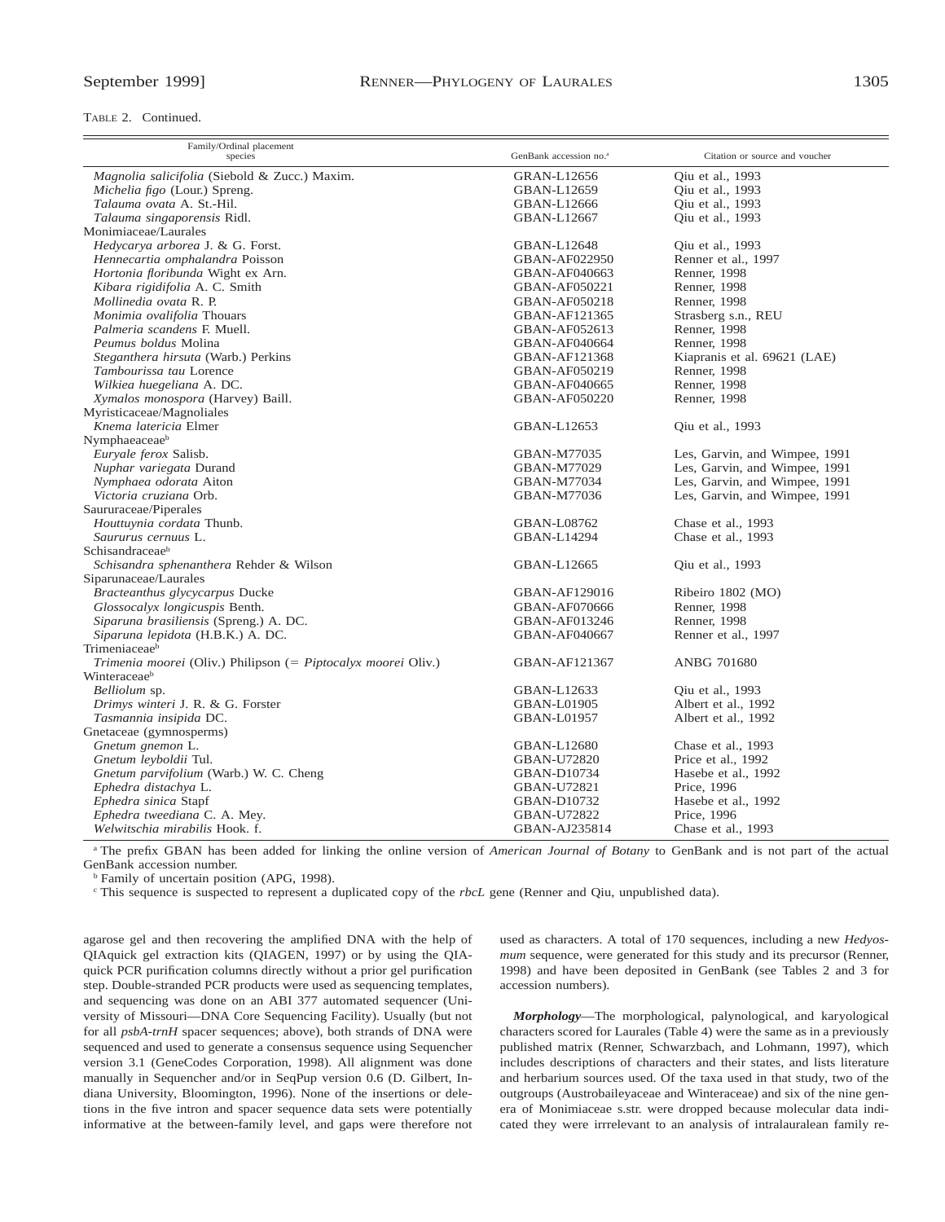TABLE 2. Continued.

| Family/Ordinal placement species | GenBank accession no.[a] | Citation or source and voucher |
|---|---|---|
| *Magnolia salicifolia* (Siebold & Zucc.) Maxim. | GRAN-L12656 | Qiu et al., 1993 |
| *Michelia figo* (Lour.) Spreng. | GBAN-L12659 | Qiu et al., 1993 |
| *Talauma ovata* A. St.-Hil. | GBAN-L12666 | Qiu et al., 1993 |
| *Talauma singaporensis* Ridl. | GBAN-L12667 | Qiu et al., 1993 |
| Monimiaceae/Laurales | | |
| *Hedycarya arborea* J. & G. Forst. | GBAN-L12648 | Qiu et al., 1993 |
| *Hennecartia omphalandra* Poisson | GBAN-AF022950 | Renner et al., 1997 |
| *Hortonia floribunda* Wight ex Arn. | GBAN-AF040663 | Renner, 1998 |
| *Kibara rigidifolia* A. C. Smith | GBAN-AF050221 | Renner, 1998 |
| *Mollinedia ovata* R. P. | GBAN-AF050218 | Renner, 1998 |
| *Monimia ovalifolia* Thouars | GBAN-AF121365 | Strasberg s.n., REU |
| *Palmeria scandens* F. Muell. | GBAN-AF052613 | Renner, 1998 |
| *Peumus boldus* Molina | GBAN-AF040664 | Renner, 1998 |
| *Steganthera hirsuta* (Warb.) Perkins | GBAN-AF121368 | Kiapranis et al. 69621 (LAE) |
| *Tambourissa tau* Lorence | GBAN-AF050219 | Renner, 1998 |
| *Wilkiea huegeliana* A. DC. | GBAN-AF040665 | Renner, 1998 |
| *Xymalos monospora* (Harvey) Baill. | GBAN-AF050220 | Renner, 1998 |
| Myristicaceae/Magnoliales | | |
| *Knema latericia* Elmer | GBAN-L12653 | Qiu et al., 1993 |
| Nymphaeaceae[b] | | |
| *Euryale ferox* Salisb. | GBAN-M77035 | Les, Garvin, and Wimpee, 1991 |
| *Nuphar variegata* Durand | GBAN-M77029 | Les, Garvin, and Wimpee, 1991 |
| *Nymphaea odorata* Aiton | GBAN-M77034 | Les, Garvin, and Wimpee, 1991 |
| *Victoria cruziana* Orb. | GBAN-M77036 | Les, Garvin, and Wimpee, 1991 |
| Saururaceae/Piperales | | |
| *Houttuynia cordata* Thunb. | GBAN-L08762 | Chase et al., 1993 |
| *Saururus cernuus* L. | GBAN-L14294 | Chase et al., 1993 |
| Schisandraceae[b] | | |
| *Schisandra sphenanthera* Rehder & Wilson | GBAN-L12665 | Qiu et al., 1993 |
| Siparunaceae/Laurales | | |
| *Bracteanthus glycycarpus* Ducke | GBAN-AF129016 | Ribeiro 1802 (MO) |
| *Glossocalyx longicuspis* Benth. | GBAN-AF070666 | Renner, 1998 |
| *Siparuna brasiliensis* (Spreng.) A. DC. | GBAN-AF013246 | Renner, 1998 |
| *Siparuna lepidota* (H.B.K.) A. DC. | GBAN-AF040667 | Renner et al., 1997 |
| Trimeniaceae[b] | | |
| *Trimenia moorei* (Oliv.) Philipson (= *Piptocalyx moorei* Oliv.) | GBAN-AF121367 | ANBG 701680 |
| Winteraceae[b] | | |
| *Belliolum* sp. | GBAN-L12633 | Qiu et al., 1993 |
| *Drimys winteri* J. R. & G. Forster | GBAN-L01905 | Albert et al., 1992 |
| *Tasmannia insipida* DC. | GBAN-L01957 | Albert et al., 1992 |
| Gnetaceae (gymnosperms) | | |
| *Gnetum gnemon* L. | GBAN-L12680 | Chase et al., 1993 |
| *Gnetum leyboldii* Tul. | GBAN-U72820 | Price et al., 1992 |
| *Gnetum parvifolium* (Warb.) W. C. Cheng | GBAN-D10734 | Hasebe et al., 1992 |
| *Ephedra distachya* L. | GBAN-U72821 | Price, 1996 |
| *Ephedra sinica* Stapf | GBAN-D10732 | Hasebe et al., 1992 |
| *Ephedra tweediana* C. A. Mey. | GBAN-U72822 | Price, 1996 |
| *Welwitschia mirabilis* Hook. f. | GBAN-AJ235814 | Chase et al., 1993 |

[a] The prefix GBAN has been added for linking the online version of *American Journal of Botany* to GenBank and is not part of the actual GenBank accession number.
[b] Family of uncertain position (APG, 1998).
[c] This sequence is suspected to represent a duplicated copy of the *rbcL* gene (Renner and Qiu, unpublished data).

agarose gel and then recovering the amplified DNA with the help of QIAquick gel extraction kits (QIAGEN, 1997) or by using the QIAquick PCR purification columns directly without a prior gel purification step. Double-stranded PCR products were used as sequencing templates, and sequencing was done on an ABI 377 automated sequencer (University of Missouri—DNA Core Sequencing Facility). Usually (but not for all *psbA-trnH* spacer sequences; above), both strands of DNA were sequenced and used to generate a consensus sequence using Sequencher version 3.1 (GeneCodes Corporation, 1998). All alignment was done manually in Sequencher and/or in SeqPup version 0.6 (D. Gilbert, Indiana University, Bloomington, 1996). None of the insertions or deletions in the five intron and spacer sequence data sets were potentially informative at the between-family level, and gaps were therefore not used as characters. A total of 170 sequences, including a new *Hedyosmum* sequence, were generated for this study and its precursor (Renner, 1998) and have been deposited in GenBank (see Tables 2 and 3 for accession numbers).

***Morphology***—The morphological, palynological, and karyological characters scored for Laurales (Table 4) were the same as in a previously published matrix (Renner, Schwarzbach, and Lohmann, 1997), which includes descriptions of characters and their states, and lists literature and herbarium sources used. Of the taxa used in that study, two of the outgroups (Austrobaileyaceae and Winteraceae) and six of the nine genera of Monimiaceae s.str. were dropped because molecular data indicated they were irrrelevant to an analysis of intralaurealean family re-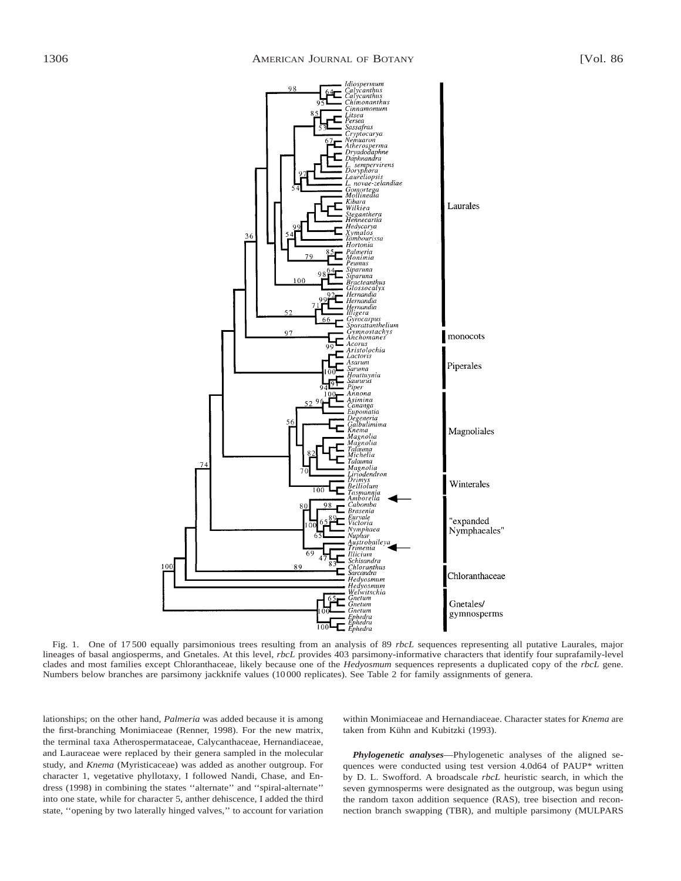Fig. 1. One of 17 500 equally parsimonious trees resulting from an analysis of 89 *rbcL* sequences representing all putative Laurales, major lineages of basal angiosperms, and Gnetales. At this level, *rbcL* provides 403 parsimony-informative characters that identify four suprafamily-level clades and most families except Chloranthaceae, likely because one of the *Hedyosmum* sequences represents a duplicated copy of the *rbcL* gene. Numbers below branches are parsimony jackknife values (10 000 replicates). See Table 2 for family assignments of genera.

lationships; on the other hand, *Palmeria* was added because it is among the first-branching Monimiaceae (Renner, 1998). For the new matrix, the terminal taxa Atherospermataceae, Calycanthaceae, Hernandiaceae, and Lauraceae were replaced by their genera sampled in the molecular study, and *Knema* (Myristicaceae) was added as another outgroup. For character 1, vegetative phyllotaxy, I followed Nandi, Chase, and Endress (1998) in combining the states ''alternate'' and ''spiral-alternate'' into one state, while for character 5, anther dehiscence, I added the third state, ''opening by two laterally hinged valves,'' to account for variation within Monimiaceae and Hernandiaceae. Character states for *Knema* are taken from Kühn and Kubitzki (1993).

***Phylogenetic analyses***—Phylogenetic analyses of the aligned sequences were conducted using test version 4.0d64 of PAUP* written by D. L. Swofford. A broadscale *rbcL* heuristic search, in which the seven gymnosperms were designated as the outgroup, was begun using the random taxon addition sequence (RAS), tree bisection and reconnection branch swapping (TBR), and multiple parsimony (MULPARS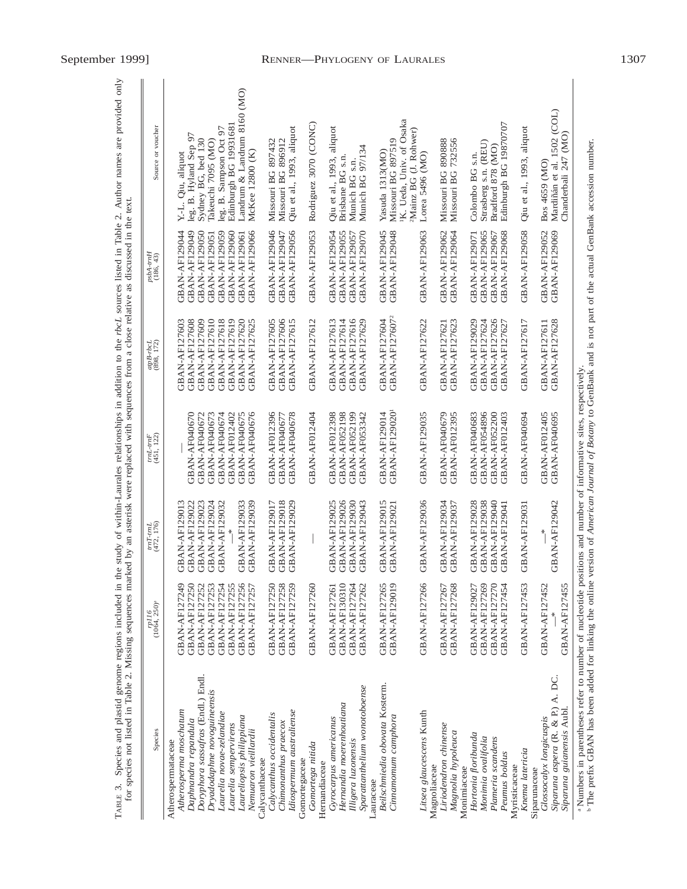TABLE 3. Species and plastid genome regions included in the study of within-Laurales relationships in addition to the *rbcL* sources listed in Table 2. Author names are provided only for species not listed in Table 2. Missing sequences marked by an asterisk were replaced with sequences from a close relative as discussed in the text.

| Species | *rpl16* (1064, 250)[a] | *trnT-trnL* (472, 176) | *trnL-trnF* (451, 122) | *atpB-rbcL* (898, 172) | *psbA-trnH* (186, 43) | Source or voucher |
|---|---|---|---|---|---|---|
| Atherospermataceae | | | | | | |
| *Atherosperma moschatum* | GBAN-AF127249 | GBAN-AF129013 | — | GBAN-AF127603 | GBAN-AF129044 | Y.-L. Qiu, aliquot |
| *Daphnandra repandula* | GBAN-AF127250 | GBAN-AF129022 | GBAN-AF040670 | GBAN-AF127608 | GBAN-AF129049 | leg. B. Hyland Sep 97 |
| *Doryphora sassafras* (Endl.) Endl. | GBAN-AF127252 | GBAN-AF129023 | GBAN-AF040672 | GBAN-AF127609 | GBAN-AF129050 | Sydney BG, bed 130 |
| *Dryadodaphne novoguineensis* | GBAN-AF127253 | GBAN-AF129024 | GBAN-AF040673 | GBAN-AF127610 | GBAN-AF129051 | Takeuchi 7095 (MO) |
| *Laurelia novae-zelandiae* | GBAN-AF127254 | GBAN-AF129032 | GBAN-AF040674 | GBAN-AF127618 | GBAN-AF129059 | leg. B. Sampson Oct 97 |
| *Laurelia sempervirens* | GBAN-AF127255 | —* | GBAN-AF012402 | GBAN-AF127619 | GBAN-AF129060 | Edinburgh BG 19931681 |
| *Laureliopsis philippiana* | GBAN-AF127256 | GBAN-AF129033 | GBAN-AF040675 | GBAN-AF127620 | GBAN-AF129061 | Landrum & Landrum 8160 (MO) |
| *Nemuaron vieillardii* | GBAN-AF127257 | GBAN-AF129039 | GBAN-AF040676 | GBAN-AF127625 | GBAN-AF129066 | McKee 12800 (K) |
| Calycanthaceae | | | | | | |
| *Calycanthus occidentalis* | GBAN-AF127250 | GBAN-AF129017 | GBAN-AF012396 | GBAN-AF127605 | GBAN-AF129046 | Missouri BG 897432 |
| *Chimonanthus praecox* | GBAN-AF127258 | GBAN-AF129018 | GBAN-AF040677 | GBAN-AF127606 | GBAN-AF129047 | Missouri BG 896912 |
| *Idiospermum australiense* | GBAN-AF127259 | GBAN-AF129029 | GBAN-AF040678 | GBAN-AF127615 | GBAN-AF129056 | Qiu et al., 1993, aliquot |
| Gomortegaceae | | | | | | |
| *Gomortega nitida* | GBAN-AF127260 | — | GBAN-AF012404 | GBAN-AF127612 | GBAN-AF129053 | Rodriguez 3070 (CONC) |
| Hernandiaceae | | | | | | |
| *Gyrocarpus americanus* | GBAN-AF127261 | GBAN-AF129025 | GBAN-AF012398 | GBAN-AF127613 | GBAN-AF129054 | Qiu et al., 1993, aliquot |
| *Hernandia moerenhoutiana* | GBAN-AF130310 | GBAN-AF129026 | GBAN-AF052198 | GBAN-AF127614 | GBAN-AF129055 | Brisbane BG s.n. |
| *Illigera luzonensis* | GBAN-AF127264 | GBAN-AF129030 | GBAN-AF052199 | GBAN-AF127616 | GBAN-AF129057 | Munich BG s.n. |
| *Sparattanthelium wonotoboense* | GBAN-AF127262 | GBAN-AF129043 | GBAN-AF053342 | GBAN-AF127629 | GBAN-AF129070 | Munich BG 97/134 |
| Lauraceae | | | | | | |
| *Beilschmiedia obovata* Kosterm. | GBAN-AF127265 | GBAN-AF129015 | GBAN-AF129014 | GBAN-AF127604 | GBAN-AF129045 | Yasuda 1313(MO) |
| *Cinnamomum camphora* | GBAN-AF129019 | GBAN-AF129021 | GBAN-AF129020[1] | GBAN-AF127607[2] | GBAN-AF129048 | Missouri BG 897519<br>[1]K. Ueda, Univ. of Osaka<br>[2]Mainz BG (J. Rohwer) |
| *Litsea glaucescens* Kunth | GBAN-AF127266 | GBAN-AF129036 | GBAN-AF129035 | GBAN-AF127622 | GBAN-AF129063 | Lorea 5496 (MO) |
| Magnoliaceae | | | | | | |
| *Liriodendron chinense* | GBAN-AF127267 | GBAN-AF129034 | GBAN-AF040679 | GBAN-AF127621 | GBAN-AF129062 | Missouri BG 890888 |
| *Magnolia hypoleuca* | GBAN-AF127268 | GBAN-AF129037 | GBAN-AF012395 | GBAN-AF127623 | GBAN-AF129064 | Missouri BG 732556 |
| Monimiaceae | | | | | | |
| *Hortonia floribunda* | GBAN-AF129027 | GBAN-AF129028 | GBAN-AF040683 | GBAN-AF129029 | GBAN-AF129071 | Colombo BG s.n. |
| *Monimia ovalifolia* | GBAN-AF127269 | GBAN-AF129038 | GBAN-AF054896 | GBAN-AF127624 | GBAN-AF129065 | Strasberg s.n. (REU) |
| *Palmeria scandens* | GBAN-AF127270 | GBAN-AF129040 | GBAN-AF052200 | GBAN-AF127626 | GBAN-AF129067 | Bradford 878 (MO) |
| *Peumus boldus* | GBAN-AF127454 | GBAN-AF129041 | GBAN-AF012403 | GBAN-AF127627 | GBAN-AF129068 | Edinburgh BG 19870707 |
| Myristicaceae | | | | | | |
| *Knema latericia* | GBAN-AF127453 | GBAN-AF129031 | GBAN-AF040694 | GBAN-AF127617 | GBAN-AF129058 | Qiu et al., 1993, aliquot |
| Siparunaceae | | | | | | |
| *Glossocalyx longicuspis* | GBAN-AF127452 | —* | GBAN-AF012405 | GBAN-AF127611 | GBAN-AF129052 | Bos 4659 (MO) |
| *Siparuna aspera* (R. & P.) A. DC. | —* | GBAN-AF129042 | GBAN-AF040695 | GBAN-AF127628 | GBAN-AF129069 | Mardiñán et al. 1502 (COL) |
| *Siparuna guianensis* Aubl. | GBAN-AF127455 | | | | | Chanderbali 247 (MO) |

[a] Numbers in parentheses refer to number of nucleotide positions and number of informative sites, respectively.

[b] The prefix GBAN has been added for linking the online version of *American Journal of Botany* to GenBank and is not part of the actual GenBank accession number.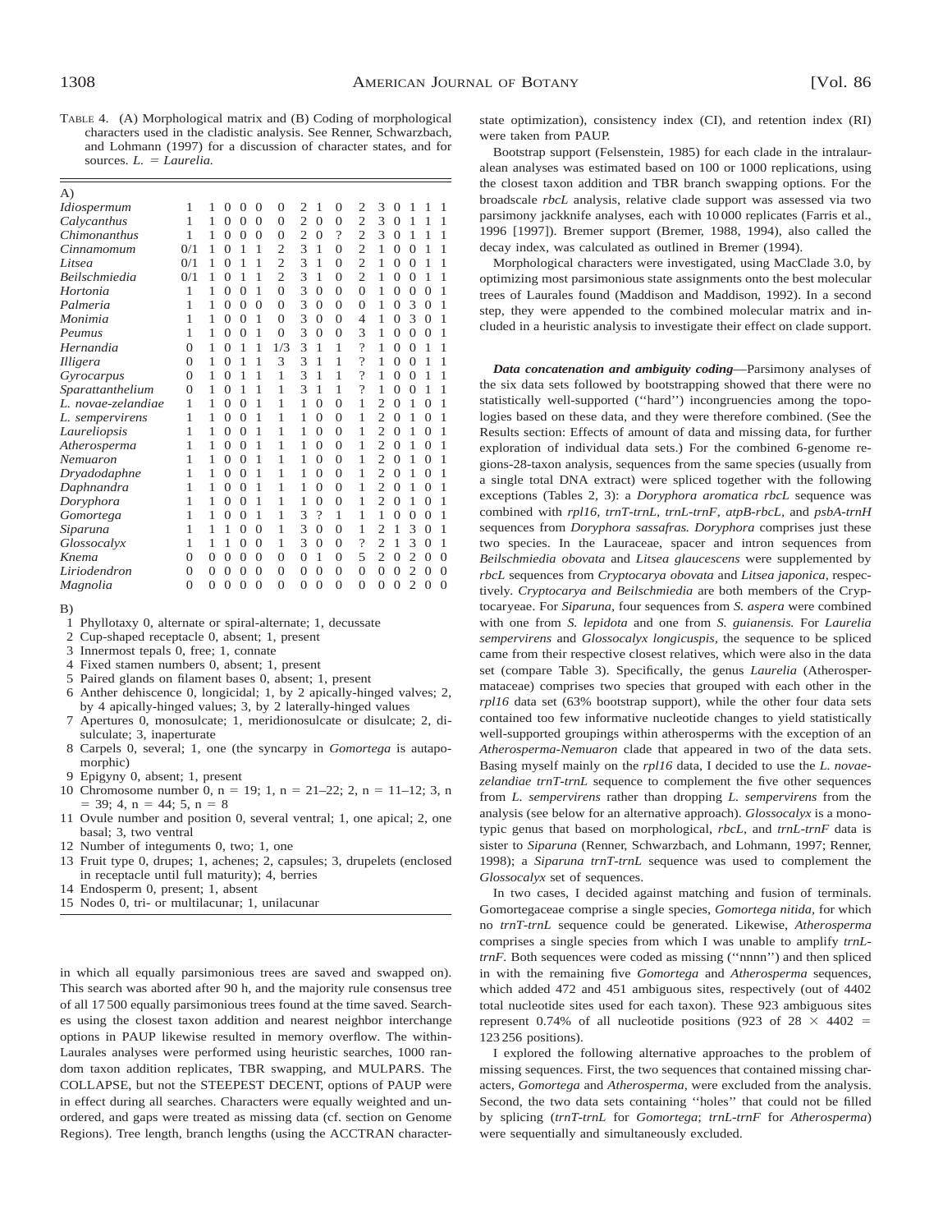TABLE 4. (A) Morphological matrix and (B) Coding of morphological characters used in the cladistic analysis. See Renner, Schwarzbach, and Lohmann (1997) for a discussion of character states, and for sources. *L.* = *Laurelia.*

A)

| Taxon | 1 | 2 | 3 | 4 | 5 | 6 | 7 | 8 | 9 | 10 | 11 | 12 | 13 | 14 | 15 |
|---|---|---|---|---|---|---|---|---|---|---|---|---|---|---|---|
| *Idiospermum* | 1 | 1 | 0 | 0 | 0 | 0 | 2 | 1 | 0 | 2 | 3 | 0 | 1 | 1 | 1 |
| *Calycanthus* | 1 | 1 | 0 | 0 | 0 | 0 | 2 | 0 | 0 | 2 | 3 | 0 | 1 | 1 | 1 |
| *Chimonanthus* | 1 | 1 | 0 | 0 | 0 | 0 | 2 | 0 | ? | 2 | 3 | 0 | 1 | 1 | 1 |
| *Cinnamomum* | 0/1 | 1 | 0 | 1 | 1 | 2 | 3 | 1 | 0 | 2 | 1 | 0 | 0 | 1 | 1 |
| *Litsea* | 0/1 | 1 | 0 | 1 | 1 | 2 | 3 | 1 | 0 | 2 | 1 | 0 | 0 | 1 | 1 |
| *Beilschmiedia* | 0/1 | 1 | 0 | 1 | 1 | 2 | 3 | 1 | 0 | 2 | 1 | 0 | 0 | 1 | 1 |
| *Hortonia* | 1 | 1 | 0 | 0 | 1 | 0 | 3 | 0 | 0 | 0 | 1 | 0 | 0 | 0 | 1 |
| *Palmeria* | 1 | 1 | 0 | 0 | 0 | 0 | 3 | 0 | 0 | 0 | 1 | 0 | 3 | 0 | 1 |
| *Monimia* | 1 | 1 | 0 | 0 | 1 | 0 | 3 | 0 | 0 | 4 | 1 | 0 | 3 | 0 | 1 |
| *Peumus* | 1 | 1 | 0 | 0 | 1 | 0 | 3 | 0 | 0 | 3 | 1 | 0 | 0 | 0 | 1 |
| *Hernandia* | 0 | 1 | 0 | 1 | 1 | 1/3 | 3 | 1 | 1 | ? | 1 | 0 | 0 | 1 | 1 |
| *Illigera* | 0 | 1 | 0 | 1 | 1 | 3 | 3 | 1 | 1 | ? | 1 | 0 | 0 | 1 | 1 |
| *Gyrocarpus* | 0 | 1 | 0 | 1 | 1 | 1 | 3 | 1 | 1 | ? | 1 | 0 | 0 | 1 | 1 |
| *Sparattanthelium* | 0 | 1 | 0 | 1 | 1 | 1 | 3 | 1 | 1 | ? | 1 | 0 | 0 | 1 | 1 |
| *L. novae-zelandiae* | 1 | 1 | 0 | 0 | 1 | 1 | 1 | 0 | 0 | 1 | 2 | 0 | 1 | 0 | 1 |
| *L. sempervirens* | 1 | 1 | 0 | 0 | 1 | 1 | 1 | 0 | 0 | 1 | 2 | 0 | 1 | 0 | 1 |
| *Laureliopsis* | 1 | 1 | 0 | 0 | 1 | 1 | 1 | 0 | 0 | 1 | 2 | 0 | 1 | 0 | 1 |
| *Atherosperma* | 1 | 1 | 0 | 0 | 1 | 1 | 1 | 0 | 0 | 1 | 2 | 0 | 1 | 0 | 1 |
| *Nemuaron* | 1 | 1 | 0 | 0 | 1 | 1 | 1 | 0 | 0 | 1 | 2 | 0 | 1 | 0 | 1 |
| *Dryadodaphne* | 1 | 1 | 0 | 0 | 1 | 1 | 1 | 0 | 0 | 1 | 2 | 0 | 1 | 0 | 1 |
| *Daphnandra* | 1 | 1 | 0 | 0 | 1 | 1 | 1 | 0 | 0 | 1 | 2 | 0 | 1 | 0 | 1 |
| *Doryphora* | 1 | 1 | 0 | 0 | 1 | 1 | 1 | 0 | 0 | 1 | 2 | 0 | 1 | 0 | 1 |
| *Gomortega* | 1 | 1 | 0 | 0 | 1 | 1 | 3 | ? | 1 | 1 | 1 | 0 | 0 | 0 | 1 |
| *Siparuna* | 1 | 1 | 1 | 0 | 0 | 1 | 3 | 0 | 0 | 1 | 2 | 1 | 3 | 0 | 1 |
| *Glossocalyx* | 1 | 1 | 1 | 0 | 0 | 1 | 3 | 0 | 0 | ? | 2 | 1 | 3 | 0 | 1 |
| *Knema* | 0 | 0 | 0 | 0 | 0 | 0 | 0 | 1 | 0 | 5 | 2 | 0 | 2 | 0 | 0 |
| *Liriodendron* | 0 | 0 | 0 | 0 | 0 | 0 | 0 | 0 | 0 | 0 | 0 | 0 | 2 | 0 | 0 |
| *Magnolia* | 0 | 0 | 0 | 0 | 0 | 0 | 0 | 0 | 0 | 0 | 0 | 0 | 2 | 0 | 0 |

B)

1 Phyllotaxy 0, alternate or spiral-alternate; 1, decussate
2 Cup-shaped receptacle 0, absent; 1, present
3 Innermost tepals 0, free; 1, connate
4 Fixed stamen numbers 0, absent; 1, present
5 Paired glands on filament bases 0, absent; 1, present
6 Anther dehiscence 0, longicidal; 1, by 2 apically-hinged valves; 2, by 4 apically-hinged values; 3, by 2 laterally-hinged values
7 Apertures 0, monosulcate; 1, meridionosulcate or disulcate; 2, disulculate; 3, inaperturate
8 Carpels 0, several; 1, one (the syncarpy in *Gomortega* is autapomorphic)
9 Epigyny 0, absent; 1, present
10 Chromosome number 0, n = 19; 1, n = 21–22; 2, n = 11–12; 3, n = 39; 4, n = 44; 5, n = 8
11 Ovule number and position 0, several ventral; 1, one apical; 2, one basal; 3, two ventral
12 Number of integuments 0, two; 1, one
13 Fruit type 0, drupes; 1, achenes; 2, capsules; 3, drupelets (enclosed in receptacle until full maturity); 4, berries
14 Endosperm 0, present; 1, absent
15 Nodes 0, tri- or multilacunar; 1, unilacunar

in which all equally parsimonious trees are saved and swapped on). This search was aborted after 90 h, and the majority rule consensus tree of all 17 500 equally parsimonious trees found at the time saved. Searches using the closest taxon addition and nearest neighbor interchange options in PAUP likewise resulted in memory overflow. The within-Laurales analyses were performed using heuristic searches, 1000 random taxon addition replicates, TBR swapping, and MULPARS. The COLLAPSE, but not the STEEPEST DECENT, options of PAUP were in effect during all searches. Characters were equally weighted and unordered, and gaps were treated as missing data (cf. section on Genome Regions). Tree length, branch lengths (using the ACCTRAN character-state optimization), consistency index (CI), and retention index (RI) were taken from PAUP.

Bootstrap support (Felsenstein, 1985) for each clade in the intralauralean analyses was estimated based on 100 or 1000 replications, using the closest taxon addition and TBR branch swapping options. For the broadscale *rbcL* analysis, relative clade support was assessed via two parsimony jackknife analyses, each with 10 000 replicates (Farris et al., 1996 [1997]). Bremer support (Bremer, 1988, 1994), also called the decay index, was calculated as outlined in Bremer (1994).

Morphological characters were investigated, using MacClade 3.0, by optimizing most parsimonious state assignments onto the best molecular trees of Laurales found (Maddison and Maddison, 1992). In a second step, they were appended to the combined molecular matrix and included in a heuristic analysis to investigate their effect on clade support.

***Data concatenation and ambiguity coding***—Parsimony analyses of the six data sets followed by bootstrapping showed that there were no statistically well-supported (''hard'') incongruencies among the topologies based on these data, and they were therefore combined. (See the Results section: Effects of amount of data and missing data, for further exploration of individual data sets.) For the combined 6-genome regions-28-taxon analysis, sequences from the same species (usually from a single total DNA extract) were spliced together with the following exceptions (Tables 2, 3): a *Doryphora aromatica rbcL* sequence was combined with *rpl16*, *trnT-trnL*, *trnL-trnF*, *atpB-rbcL*, and *psbA-trnH* sequences from *Doryphora sassafras. Doryphora* comprises just these two species. In the Lauraceae, spacer and intron sequences from *Beilschmiedia obovata* and *Litsea glaucescens* were supplemented by *rbcL* sequences from *Cryptocarya obovata* and *Litsea japonica*, respectively. *Cryptocarya and Beilschmiedia* are both members of the Cryptocaryeae. For *Siparuna*, four sequences from *S. aspera* were combined with one from *S. lepidota* and one from *S. guianensis.* For *Laurelia sempervirens* and *Glossocalyx longicuspis*, the sequence to be spliced came from their respective closest relatives, which were also in the data set (compare Table 3). Specifically, the genus *Laurelia* (Atherospermataceae) comprises two species that grouped with each other in the *rpl16* data set (63% bootstrap support), while the other four data sets contained too few informative nucleotide changes to yield statistically well-supported groupings within atherosperms with the exception of an *Atherosperma-Nemuaron* clade that appeared in two of the data sets. Basing myself mainly on the *rpl16* data, I decided to use the *L. novae-zelandiae trnT-trnL* sequence to complement the five other sequences from *L. sempervirens* rather than dropping *L. sempervirens* from the analysis (see below for an alternative approach). *Glossocalyx* is a monotypic genus that based on morphological, *rbcL*, and *trnL-trnF* data is sister to *Siparuna* (Renner, Schwarzbach, and Lohmann, 1997; Renner, 1998); a *Siparuna trnT-trnL* sequence was used to complement the *Glossocalyx* set of sequences.

In two cases, I decided against matching and fusion of terminals. Gomortegaceae comprise a single species, *Gomortega nitida*, for which no *trnT-trnL* sequence could be generated. Likewise, *Atherosperma* comprises a single species from which I was unable to amplify *trnL-trnF*. Both sequences were coded as missing (''nnnn'') and then spliced in with the remaining five *Gomortega* and *Atherosperma* sequences, which added 472 and 451 ambiguous sites, respectively (out of 4402 total nucleotide sites used for each taxon). These 923 ambiguous sites represent 0.74% of all nucleotide positions (923 of $28 \times 4402 = 123\,256$ positions).

I explored the following alternative approaches to the problem of missing sequences. First, the two sequences that contained missing characters, *Gomortega* and *Atherosperma*, were excluded from the analysis. Second, the two data sets containing ''holes'' that could not be filled by splicing (*trnT-trnL* for *Gomortega*; *trnL-trnF* for *Atherosperma*) were sequentially and simultaneously excluded.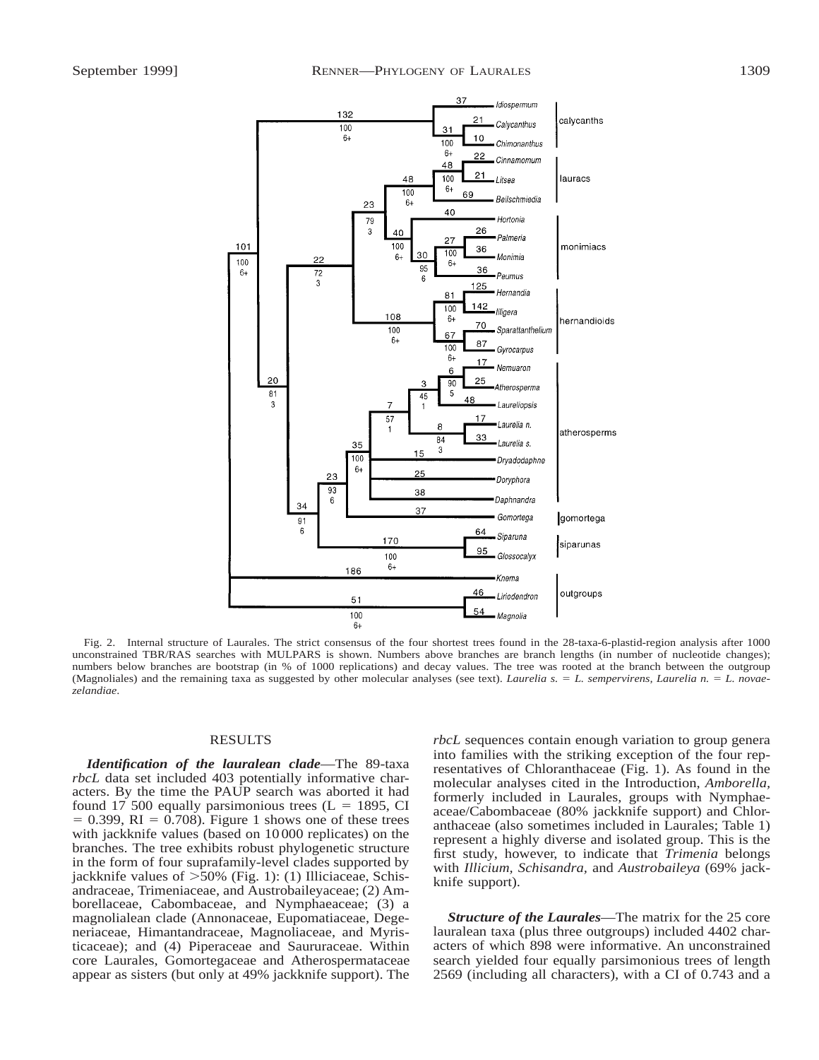Fig. 2. Internal structure of Laurales. The strict consensus of the four shortest trees found in the 28-taxa-6-plastid-region analysis after 1000 unconstrained TBR/RAS searches with MULPARS is shown. Numbers above branches are branch lengths (in number of nucleotide changes); numbers below branches are bootstrap (in % of 1000 replications) and decay values. The tree was rooted at the branch between the outgroup (Magnoliales) and the remaining taxa as suggested by other molecular analyses (see text). *Laurelia s.* = *L. sempervirens*, *Laurelia n.* = *L. novaezelandiae*.

## RESULTS

***Identification of the lauralean clade***—The 89-taxa *rbcL* data set included 403 potentially informative characters. By the time the PAUP search was aborted it had found 17 500 equally parsimonious trees (L = 1895, CI = 0.399, RI = 0.708). Figure 1 shows one of these trees with jackknife values (based on 10 000 replicates) on the branches. The tree exhibits robust phylogenetic structure in the form of four suprafamily-level clades supported by jackknife values of >50% (Fig. 1): (1) Illiciaceae, Schisandraceae, Trimeniaceae, and Austrobaileyaceae; (2) Amborellaceae, Cabombaceae, and Nymphaeaceae; (3) a magnolialean clade (Annonaceae, Eupomatiaceae, Degeneriaceae, Himantandraceae, Magnoliaceae, and Myristicaceae); and (4) Piperaceae and Saururaceae. Within core Laurales, Gomortegaceae and Atherospermataceae appear as sisters (but only at 49% jackknife support). The *rbcL* sequences contain enough variation to group genera into families with the striking exception of the four representatives of Chloranthaceae (Fig. 1). As found in the molecular analyses cited in the Introduction, *Amborella*, formerly included in Laurales, groups with Nymphaeaceae/Cabombaceae (80% jackknife support) and Chloranthaceae (also sometimes included in Laurales; Table 1) represent a highly diverse and isolated group. This is the first study, however, to indicate that *Trimenia* belongs with *Illicium*, *Schisandra*, and *Austrobaileya* (69% jackknife support).

***Structure of the Laurales***—The matrix for the 25 core lauralean taxa (plus three outgroups) included 4402 characters of which 898 were informative. An unconstrained search yielded four equally parsimonious trees of length 2569 (including all characters), with a CI of 0.743 and a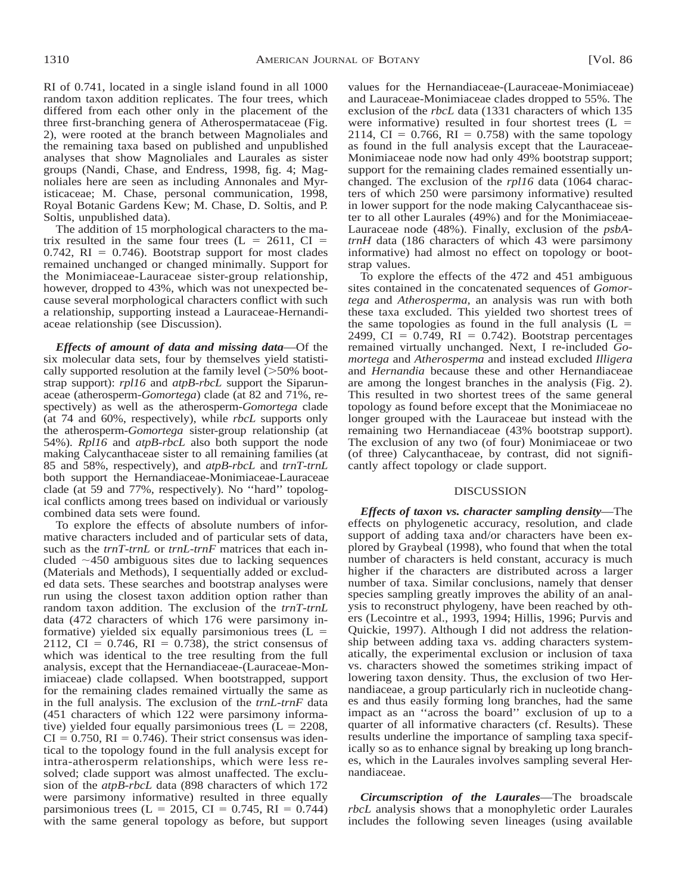RI of 0.741, located in a single island found in all 1000 random taxon addition replicates. The four trees, which differed from each other only in the placement of the three first-branching genera of Atherospermataceae (Fig. 2), were rooted at the branch between Magnoliales and the remaining taxa based on published and unpublished analyses that show Magnoliales and Laurales as sister groups (Nandi, Chase, and Endress, 1998, fig. 4; Magnoliales here are seen as including Annonales and Myristicaceae; M. Chase, personal communication, 1998, Royal Botanic Gardens Kew; M. Chase, D. Soltis, and P. Soltis, unpublished data).

The addition of 15 morphological characters to the matrix resulted in the same four trees (L = 2611, CI = 0.742, RI = 0.746). Bootstrap support for most clades remained unchanged or changed minimally. Support for the Monimiaceae-Lauraceae sister-group relationship, however, dropped to 43%, which was not unexpected because several morphological characters conflict with such a relationship, supporting instead a Lauraceae-Hernandiaceae relationship (see Discussion).

***Effects of amount of data and missing data***—Of the six molecular data sets, four by themselves yield statistically supported resolution at the family level (>50% bootstrap support): *rpl16* and *atpB-rbcL* support the Siparunaceae (atherosperm-*Gomortega*) clade (at 82 and 71%, respectively) as well as the atherosperm-*Gomortega* clade (at 74 and 60%, respectively), while *rbcL* supports only the atherosperm-*Gomortega* sister-group relationship (at 54%). *Rpl16* and *atpB-rbcL* also both support the node making Calycanthaceae sister to all remaining families (at 85 and 58%, respectively), and *atpB-rbcL* and *trnT-trnL* both support the Hernandiaceae-Monimiaceae-Lauraceae clade (at 59 and 77%, respectively). No ''hard'' topological conflicts among trees based on individual or variously combined data sets were found.

To explore the effects of absolute numbers of informative characters included and of particular sets of data, such as the *trnT-trnL* or *trnL-trnF* matrices that each included ~450 ambiguous sites due to lacking sequences (Materials and Methods), I sequentially added or excluded data sets. These searches and bootstrap analyses were run using the closest taxon addition option rather than random taxon addition. The exclusion of the *trnT-trnL* data (472 characters of which 176 were parsimony informative) yielded six equally parsimonious trees (L = 2112, CI = 0.746, RI = 0.738), the strict consensus of which was identical to the tree resulting from the full analysis, except that the Hernandiaceae-(Lauraceae-Monimiaceae) clade collapsed. When bootstrapped, support for the remaining clades remained virtually the same as in the full analysis. The exclusion of the *trnL-trnF* data (451 characters of which 122 were parsimony informative) yielded four equally parsimonious trees (L = 2208, CI = 0.750, RI = 0.746). Their strict consensus was identical to the topology found in the full analysis except for intra-atherosperm relationships, which were less resolved; clade support was almost unaffected. The exclusion of the *atpB-rbcL* data (898 characters of which 172 were parsimony informative) resulted in three equally parsimonious trees (L = 2015, CI = 0.745, RI = 0.744) with the same general topology as before, but support values for the Hernandiaceae-(Lauraceae-Monimiaceae) and Lauraceae-Monimiaceae clades dropped to 55%. The exclusion of the *rbcL* data (1331 characters of which 135 were informative) resulted in four shortest trees (L = 2114, CI = 0.766, RI = 0.758) with the same topology as found in the full analysis except that the Lauraceae-Monimiaceae node now had only 49% bootstrap support; support for the remaining clades remained essentially unchanged. The exclusion of the *rpl16* data (1064 characters of which 250 were parsimony informative) resulted in lower support for the node making Calycanthaceae sister to all other Laurales (49%) and for the Monimiaceae-Lauraceae node (48%). Finally, exclusion of the *psbA-trnH* data (186 characters of which 43 were parsimony informative) had almost no effect on topology or bootstrap values.

To explore the effects of the 472 and 451 ambiguous sites contained in the concatenated sequences of *Gomortega* and *Atherosperma*, an analysis was run with both these taxa excluded. This yielded two shortest trees of the same topologies as found in the full analysis (L = 2499, CI = 0.749, RI = 0.742). Bootstrap percentages remained virtually unchanged. Next, I re-included *Gomortega* and *Atherosperma* and instead excluded *Illigera* and *Hernandia* because these and other Hernandiaceae are among the longest branches in the analysis (Fig. 2). This resulted in two shortest trees of the same general topology as found before except that the Monimiaceae no longer grouped with the Lauraceae but instead with the remaining two Hernandiaceae (43% bootstrap support). The exclusion of any two (of four) Monimiaceae or two (of three) Calycanthaceae, by contrast, did not significantly affect topology or clade support.

## DISCUSSION

***Effects of taxon vs. character sampling density***—The effects on phylogenetic accuracy, resolution, and clade support of adding taxa and/or characters have been explored by Graybeal (1998), who found that when the total number of characters is held constant, accuracy is much higher if the characters are distributed across a larger number of taxa. Similar conclusions, namely that denser species sampling greatly improves the ability of an analysis to reconstruct phylogeny, have been reached by others (Lecointre et al., 1993, 1994; Hillis, 1996; Purvis and Quickie, 1997). Although I did not address the relationship between adding taxa vs. adding characters systematically, the experimental exclusion or inclusion of taxa vs. characters showed the sometimes striking impact of lowering taxon density. Thus, the exclusion of two Hernandiaceae, a group particularly rich in nucleotide changes and thus easily forming long branches, had the same impact as an ''across the board'' exclusion of up to a quarter of all informative characters (cf. Results). These results underline the importance of sampling taxa specifically so as to enhance signal by breaking up long branches, which in the Laurales involves sampling several Hernandiaceae.

***Circumscription of the Laurales***—The broadscale *rbcL* analysis shows that a monophyletic order Laurales includes the following seven lineages (using available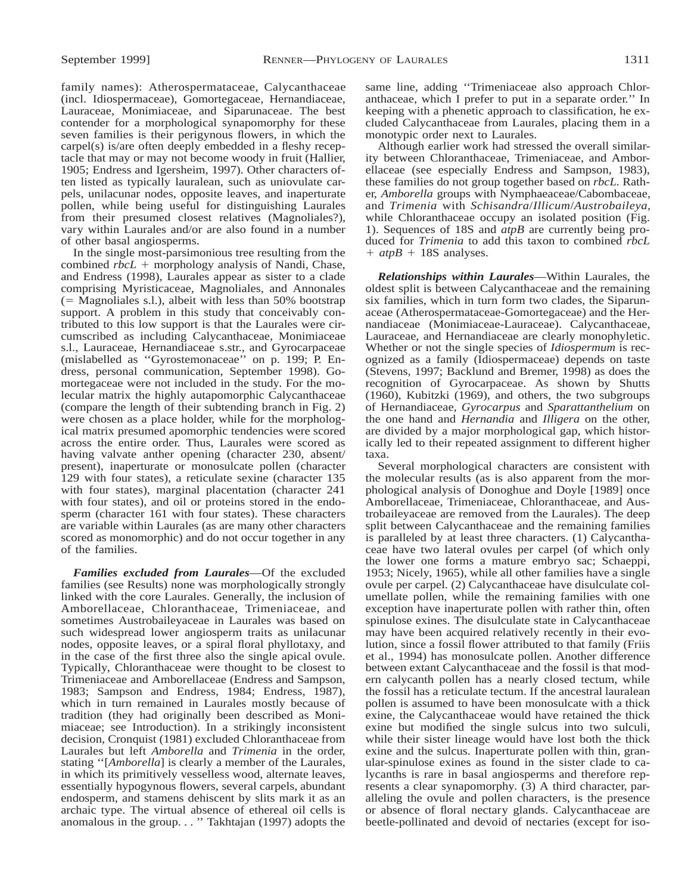family names): Atherospermataceae, Calycanthaceae (incl. Idiospermaceae), Gomortegaceae, Hernandiaceae, Lauraceae, Monimiaceae, and Siparunaceae. The best contender for a morphological synapomorphy for these seven families is their perigynous flowers, in which the carpel(s) is/are often deeply embedded in a fleshy receptacle that may or may not become woody in fruit (Hallier, 1905; Endress and Igersheim, 1997). Other characters often listed as typically lauralean, such as uniovulate carpels, unilacunar nodes, opposite leaves, and inaperturate pollen, while being useful for distinguishing Laurales from their presumed closest relatives (Magnoliales?), vary within Laurales and/or are also found in a number of other basal angiosperms.

In the single most-parsimonious tree resulting from the combined *rbcL* + morphology analysis of Nandi, Chase, and Endress (1998), Laurales appear as sister to a clade comprising Myristicaceae, Magnoliales, and Annonales (= Magnoliales s.l.), albeit with less than 50% bootstrap support. A problem in this study that conceivably contributed to this low support is that the Laurales were circumscribed as including Calycanthaceae, Monimiaceae s.l., Lauraceae, Hernandiaceae s.str., and Gyrocarpaceae (mislabelled as ''Gyrostemonaceae'' on p. 199; P. Endress, personal communication, September 1998). Gomortegaceae were not included in the study. For the molecular matrix the highly autapomorphic Calycanthaceae (compare the length of their subtending branch in Fig. 2) were chosen as a place holder, while for the morphological matrix presumed apomorphic tendencies were scored across the entire order. Thus, Laurales were scored as having valvate anther opening (character 230, absent/present), inaperturate or monosulcate pollen (character 129 with four states), a reticulate sexine (character 135 with four states), marginal placentation (character 241 with four states), and oil or proteins stored in the endosperm (character 161 with four states). These characters are variable within Laurales (as are many other characters scored as monomorphic) and do not occur together in any of the families.

***Families excluded from Laurales***—Of the excluded families (see Results) none was morphologically strongly linked with the core Laurales. Generally, the inclusion of Amborellaceae, Chloranthaceae, Trimeniaceae, and sometimes Austrobaileyaceae in Laurales was based on such widespread lower angiosperm traits as unilacunar nodes, opposite leaves, or a spiral floral phyllotaxy, and in the case of the first three also the single apical ovule. Typically, Chloranthaceae were thought to be closest to Trimeniaceae and Amborellaceae (Endress and Sampson, 1983; Sampson and Endress, 1984; Endress, 1987), which in turn remained in Laurales mostly because of tradition (they had originally been described as Monimiaceae; see Introduction). In a strikingly inconsistent decision, Cronquist (1981) excluded Chloranthaceae from Laurales but left *Amborella* and *Trimenia* in the order, stating ''[*Amborella*] is clearly a member of the Laurales, in which its primitively vesselless wood, alternate leaves, essentially hypogynous flowers, several carpels, abundant endosperm, and stamens dehiscent by slits mark it as an archaic type. The virtual absence of ethereal oil cells is anomalous in the group. . . '' Takhtajan (1997) adopts the same line, adding ''Trimeniaceae also approach Chloranthaceae, which I prefer to put in a separate order.'' In keeping with a phenetic approach to classification, he excluded Calycanthaceae from Laurales, placing them in a monotypic order next to Laurales.

Although earlier work had stressed the overall similarity between Chloranthaceae, Trimeniaceae, and Amborellaceae (see especially Endress and Sampson, 1983), these families do not group together based on *rbcL*. Rather, *Amborella* groups with Nymphaeaceae/Cabombaceae, and *Trimenia* with *Schisandra*/*Illicum*/*Austrobaileya*, while Chloranthaceae occupy an isolated position (Fig. 1). Sequences of 18S and *atpB* are currently being produced for *Trimenia* to add this taxon to combined *rbcL* + *atpB* + 18S analyses.

***Relationships within Laurales***—Within Laurales, the oldest split is between Calycanthaceae and the remaining six families, which in turn form two clades, the Siparunaceae (Atherospermataceae-Gomortegaceae) and the Hernandiaceae (Monimiaceae-Lauraceae). Calycanthaceae, Lauraceae, and Hernandiaceae are clearly monophyletic. Whether or not the single species of *Idiospermum* is recognized as a family (Idiospermaceae) depends on taste (Stevens, 1997; Backlund and Bremer, 1998) as does the recognition of Gyrocarpaceae. As shown by Shutts (1960), Kubitzki (1969), and others, the two subgroups of Hernandiaceae, *Gyrocarpus* and *Sparattanthelium* on the one hand and *Hernandia* and *Illigera* on the other, are divided by a major morphological gap, which historically led to their repeated assignment to different higher taxa.

Several morphological characters are consistent with the molecular results (as is also apparent from the morphological analysis of Donoghue and Doyle [1989] once Amborellaceae, Trimeniaceae, Chloranthaceae, and Austrobaileyaceae are removed from the Laurales). The deep split between Calycanthaceae and the remaining families is paralleled by at least three characters. (1) Calycanthaceae have two lateral ovules per carpel (of which only the lower one forms a mature embryo sac; Schaeppi, 1953; Nicely, 1965), while all other families have a single ovule per carpel. (2) Calycanthaceae have disulculate columellate pollen, while the remaining families with one exception have inaperturate pollen with rather thin, often spinulose exines. The disulculate state in Calycanthaceae may have been acquired relatively recently in their evolution, since a fossil flower attributed to that family (Friis et al., 1994) has monosulcate pollen. Another difference between extant Calycanthaceae and the fossil is that modern calycanth pollen has a nearly closed tectum, while the fossil has a reticulate tectum. If the ancestral lauralean pollen is assumed to have been monosulcate with a thick exine, the Calycanthaceae would have retained the thick exine but modified the single sulcus into two sulculi, while their sister lineage would have lost both the thick exine and the sulcus. Inaperturate pollen with thin, granular-spinulose exines as found in the sister clade to calycanths is rare in basal angiosperms and therefore represents a clear synapomorphy. (3) A third character, paralleling the ovule and pollen characters, is the presence or absence of floral nectary glands. Calycanthaceae are beetle-pollinated and devoid of nectaries (except for iso-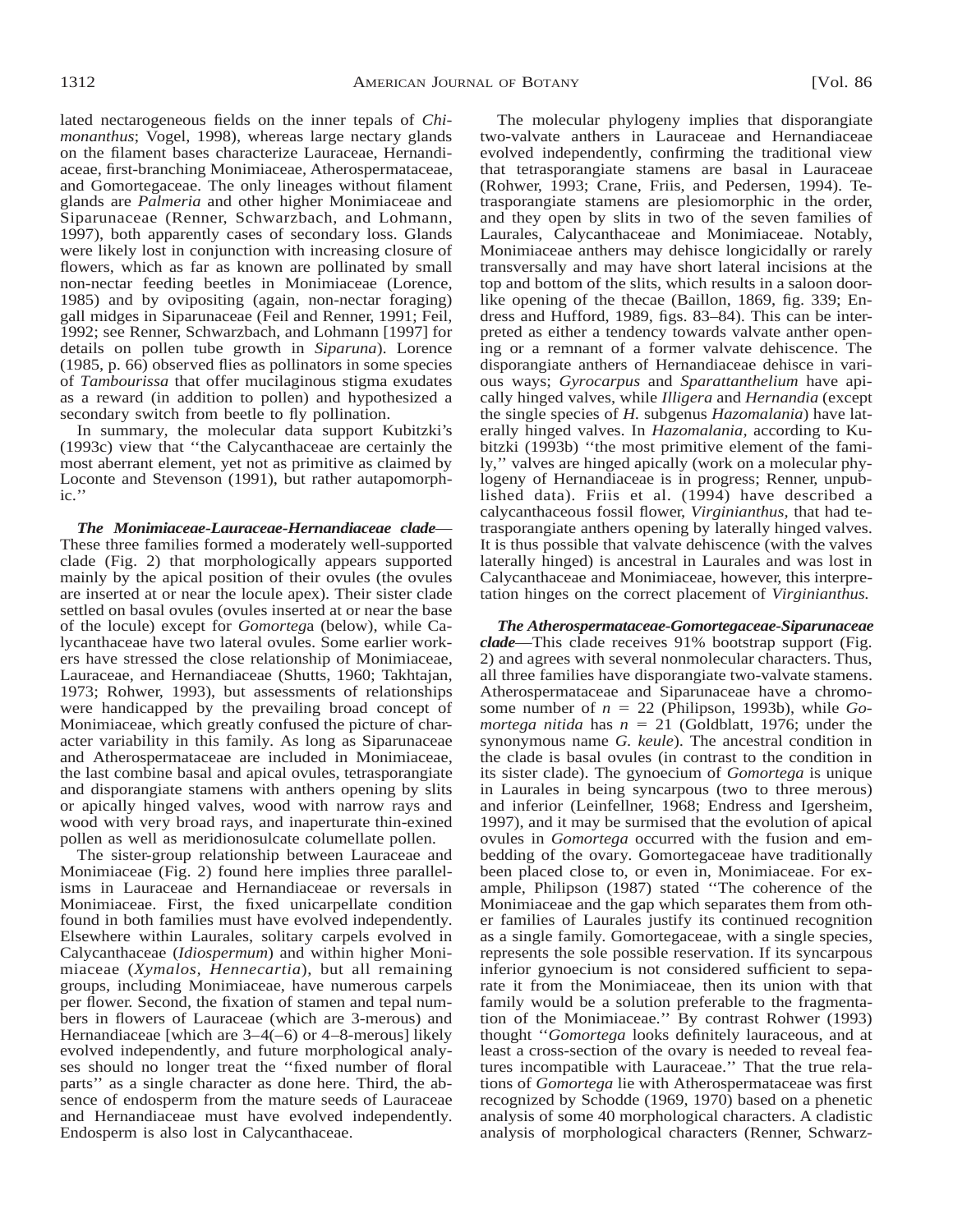lated nectarogeneous fields on the inner tepals of *Chimonanthus*; Vogel, 1998), whereas large nectary glands on the filament bases characterize Lauraceae, Hernandiaceae, first-branching Monimiaceae, Atherospermataceae, and Gomortegaceae. The only lineages without filament glands are *Palmeria* and other higher Monimiaceae and Siparunaceae (Renner, Schwarzbach, and Lohmann, 1997), both apparently cases of secondary loss. Glands were likely lost in conjunction with increasing closure of flowers, which as far as known are pollinated by small non-nectar feeding beetles in Monimiaceae (Lorence, 1985) and by ovipositing (again, non-nectar foraging) gall midges in Siparunaceae (Feil and Renner, 1991; Feil, 1992; see Renner, Schwarzbach, and Lohmann [1997] for details on pollen tube growth in *Siparuna*). Lorence (1985, p. 66) observed flies as pollinators in some species of *Tambourissa* that offer mucilaginous stigma exudates as a reward (in addition to pollen) and hypothesized a secondary switch from beetle to fly pollination.

In summary, the molecular data support Kubitzki's (1993c) view that ''the Calycanthaceae are certainly the most aberrant element, yet not as primitive as claimed by Loconte and Stevenson (1991), but rather autapomorphic.''

***The Monimiaceae-Lauraceae-Hernandiaceae clade***—These three families formed a moderately well-supported clade (Fig. 2) that morphologically appears supported mainly by the apical position of their ovules (the ovules are inserted at or near the locule apex). Their sister clade settled on basal ovules (ovules inserted at or near the base of the locule) except for *Gomortega* (below), while Calycanthaceae have two lateral ovules. Some earlier workers have stressed the close relationship of Monimiaceae, Lauraceae, and Hernandiaceae (Shutts, 1960; Takhtajan, 1973; Rohwer, 1993), but assessments of relationships were handicapped by the prevailing broad concept of Monimiaceae, which greatly confused the picture of character variability in this family. As long as Siparunaceae and Atherospermataceae are included in Monimiaceae, the last combine basal and apical ovules, tetrasporangiate and disporangiate stamens with anthers opening by slits or apically hinged valves, wood with narrow rays and wood with very broad rays, and inaperturate thin-exined pollen as well as meridionosulcate columellate pollen.

The sister-group relationship between Lauraceae and Monimiaceae (Fig. 2) found here implies three parallelisms in Lauraceae and Hernandiaceae or reversals in Monimiaceae. First, the fixed unicarpellate condition found in both families must have evolved independently. Elsewhere within Laurales, solitary carpels evolved in Calycanthaceae (*Idiospermum*) and within higher Monimiaceae (*Xymalos, Hennecartia*), but all remaining groups, including Monimiaceae, have numerous carpels per flower. Second, the fixation of stamen and tepal numbers in flowers of Lauraceae (which are 3-merous) and Hernandiaceae [which are 3–4(–6) or 4–8-merous] likely evolved independently, and future morphological analyses should no longer treat the ''fixed number of floral parts'' as a single character as done here. Third, the absence of endosperm from the mature seeds of Lauraceae and Hernandiaceae must have evolved independently. Endosperm is also lost in Calycanthaceae.

The molecular phylogeny implies that disporangiate two-valvate anthers in Lauraceae and Hernandiaceae evolved independently, confirming the traditional view that tetrasporangiate stamens are basal in Lauraceae (Rohwer, 1993; Crane, Friis, and Pedersen, 1994). Tetrasporangiate stamens are plesiomorphic in the order, and they open by slits in two of the seven families of Laurales, Calycanthaceae and Monimiaceae. Notably, Monimiaceae anthers may dehisce longicidally or rarely transversally and may have short lateral incisions at the top and bottom of the slits, which results in a saloon door-like opening of the thecae (Baillon, 1869, fig. 339; Endress and Hufford, 1989, figs. 83–84). This can be interpreted as either a tendency towards valvate anther opening or a remnant of a former valvate dehiscence. The disporangiate anthers of Hernandiaceae dehisce in various ways; *Gyrocarpus* and *Sparattanthelium* have apically hinged valves, while *Illigera* and *Hernandia* (except the single species of *H.* subgenus *Hazomalania*) have laterally hinged valves. In *Hazomalania,* according to Kubitzki (1993b) ''the most primitive element of the family,'' valves are hinged apically (work on a molecular phylogeny of Hernandiaceae is in progress; Renner, unpublished data). Friis et al. (1994) have described a calycanthaceous fossil flower, *Virginianthus,* that had tetrasporangiate anthers opening by laterally hinged valves. It is thus possible that valvate dehiscence (with the valves laterally hinged) is ancestral in Laurales and was lost in Calycanthaceae and Monimiaceae, however, this interpretation hinges on the correct placement of *Virginianthus.*

***The Atherospermataceae-Gomortegaceae-Siparunaceae clade***—This clade receives 91% bootstrap support (Fig. 2) and agrees with several nonmolecular characters. Thus, all three families have disporangiate two-valvate stamens. Atherospermataceae and Siparunaceae have a chromosome number of $n = 22$ (Philipson, 1993b), while *Gomortega nitida* has $n = 21$ (Goldblatt, 1976; under the synonymous name *G. keule*). The ancestral condition in the clade is basal ovules (in contrast to the condition in its sister clade). The gynoecium of *Gomortega* is unique in Laurales in being syncarpous (two to three merous) and inferior (Leinfellner, 1968; Endress and Igersheim, 1997), and it may be surmised that the evolution of apical ovules in *Gomortega* occurred with the fusion and embedding of the ovary. Gomortegaceae have traditionally been placed close to, or even in, Monimiaceae. For example, Philipson (1987) stated ''The coherence of the Monimiaceae and the gap which separates them from other families of Laurales justify its continued recognition as a single family. Gomortegaceae, with a single species, represents the sole possible reservation. If its syncarpous inferior gynoecium is not considered sufficient to separate it from the Monimiaceae, then its union with that family would be a solution preferable to the fragmentation of the Monimiaceae.'' By contrast Rohwer (1993) thought ''*Gomortega* looks definitely lauraceous, and at least a cross-section of the ovary is needed to reveal features incompatible with Lauraceae.'' That the true relations of *Gomortega* lie with Atherospermataceae was first recognized by Schodde (1969, 1970) based on a phenetic analysis of some 40 morphological characters. A cladistic analysis of morphological characters (Renner, Schwarz-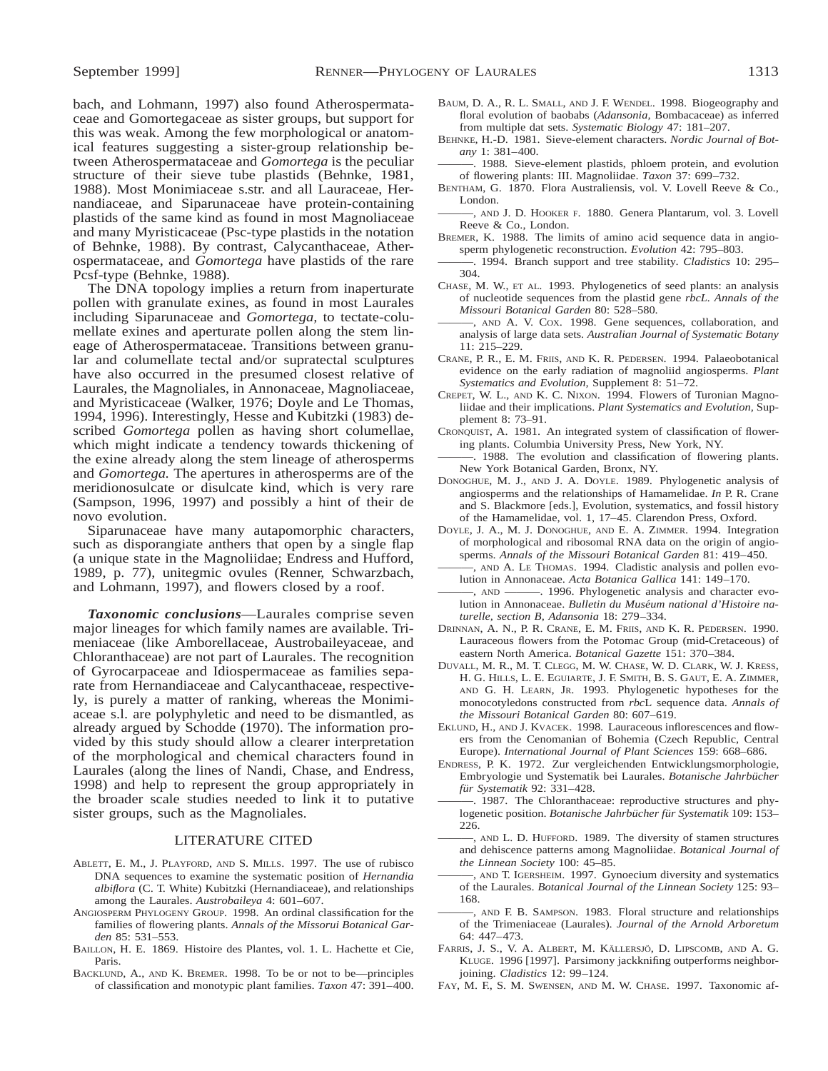bach, and Lohmann, 1997) also found Atherospermataceae and Gomortegaceae as sister groups, but support for this was weak. Among the few morphological or anatomical features suggesting a sister-group relationship between Atherospermataceae and *Gomortega* is the peculiar structure of their sieve tube plastids (Behnke, 1981, 1988). Most Monimiaceae s.str. and all Lauraceae, Hernandiaceae, and Siparunaceae have protein-containing plastids of the same kind as found in most Magnoliaceae and many Myristicaceae (Psc-type plastids in the notation of Behnke, 1988). By contrast, Calycanthaceae, Atherospermataceae, and *Gomortega* have plastids of the rare Pcsf-type (Behnke, 1988).

The DNA topology implies a return from inaperturate pollen with granulate exines, as found in most Laurales including Siparunaceae and *Gomortega,* to tectate-columellate exines and aperturate pollen along the stem lineage of Atherospermataceae. Transitions between granular and columellate tectal and/or supratectal sculptures have also occurred in the presumed closest relative of Laurales, the Magnoliales, in Annonaceae, Magnoliaceae, and Myristicaceae (Walker, 1976; Doyle and Le Thomas, 1994, 1996). Interestingly, Hesse and Kubitzki (1983) described *Gomortega* pollen as having short columellae, which might indicate a tendency towards thickening of the exine already along the stem lineage of atherosperms and *Gomortega.* The apertures in atherosperms are of the meridionosulcate or disulcate kind, which is very rare (Sampson, 1996, 1997) and possibly a hint of their de novo evolution.

Siparunaceae have many autapomorphic characters, such as disporangiate anthers that open by a single flap (a unique state in the Magnoliidae; Endress and Hufford, 1989, p. 77), unitegmic ovules (Renner, Schwarzbach, and Lohmann, 1997), and flowers closed by a roof.

***Taxonomic conclusions***—Laurales comprise seven major lineages for which family names are available. Trimeniaceae (like Amborellaceae, Austrobaileyaceae, and Chloranthaceae) are not part of Laurales. The recognition of Gyrocarpaceae and Idiospermaceae as families separate from Hernandiaceae and Calycanthaceae, respectively, is purely a matter of ranking, whereas the Monimiaceae s.l. are polyphyletic and need to be dismantled, as already argued by Schodde (1970). The information provided by this study should allow a clearer interpretation of the morphological and chemical characters found in Laurales (along the lines of Nandi, Chase, and Endress, 1998) and help to represent the group appropriately in the broader scale studies needed to link it to putative sister groups, such as the Magnoliales.

## LITERATURE CITED

ABLETT, E. M., J. PLAYFORD, AND S. MILLS. 1997. The use of rubisco DNA sequences to examine the systematic position of *Hernandia albiflora* (C. T. White) Kubitzki (Hernandiaceae), and relationships among the Laurales. *Austrobaileya* 4: 601–607.

ANGIOSPERM PHYLOGENY GROUP. 1998. An ordinal classification for the families of flowering plants. *Annals of the Missorui Botanical Garden* 85: 531–553.

BAILLON, H. E. 1869. Histoire des Plantes, vol. 1. L. Hachette et Cie, Paris.

BACKLUND, A., AND K. BREMER. 1998. To be or not to be—principles of classification and monotypic plant families. *Taxon* 47: 391–400.

BAUM, D. A., R. L. SMALL, AND J. F. WENDEL. 1998. Biogeography and floral evolution of baobabs (*Adansonia,* Bombacaceae) as inferred from multiple dat sets. *Systematic Biology* 47: 181–207.

BEHNKE, H.-D. 1981. Sieve-element characters. *Nordic Journal of Botany* 1: 381–400.

———. 1988. Sieve-element plastids, phloem protein, and evolution of flowering plants: III. Magnoliidae. *Taxon* 37: 699–732.

BENTHAM, G. 1870. Flora Australiensis, vol. V. Lovell Reeve & Co., London.

———, AND J. D. HOOKER F. 1880. Genera Plantarum, vol. 3. Lovell Reeve & Co., London.

BREMER, K. 1988. The limits of amino acid sequence data in angiosperm phylogenetic reconstruction. *Evolution* 42: 795–803.

———. 1994. Branch support and tree stability. *Cladistics* 10: 295–304.

CHASE, M. W., ET AL. 1993. Phylogenetics of seed plants: an analysis of nucleotide sequences from the plastid gene *rbcL. Annals of the Missouri Botanical Garden* 80: 528–580.

———, AND A. V. COX. 1998. Gene sequences, collaboration, and analysis of large data sets. *Australian Journal of Systematic Botany* 11: 215–229.

CRANE, P. R., E. M. FRIIS, AND K. R. PEDERSEN. 1994. Palaeobotanical evidence on the early radiation of magnoliid angiosperms. *Plant Systematics and Evolution,* Supplement 8: 51–72.

CREPET, W. L., AND K. C. NIXON. 1994. Flowers of Turonian Magnoliidae and their implications. *Plant Systematics and Evolution,* Supplement 8: 73–91.

CRONQUIST, A. 1981. An integrated system of classification of flowering plants. Columbia University Press, New York, NY.

———. 1988. The evolution and classification of flowering plants. New York Botanical Garden, Bronx, NY.

DONOGHUE, M. J., AND J. A. DOYLE. 1989. Phylogenetic analysis of angiosperms and the relationships of Hamamelidae. *In* P. R. Crane and S. Blackmore [eds.], Evolution, systematics, and fossil history of the Hamamelidae, vol. 1, 17–45. Clarendon Press, Oxford.

DOYLE, J. A., M. J. DONOGHUE, AND E. A. ZIMMER. 1994. Integration of morphological and ribosomal RNA data on the origin of angiosperms. *Annals of the Missouri Botanical Garden* 81: 419–450.

———, AND A. LE THOMAS. 1994. Cladistic analysis and pollen evolution in Annonaceae. *Acta Botanica Gallica* 141: 149–170.

———, AND ———. 1996. Phylogenetic analysis and character evolution in Annonaceae. *Bulletin du Muséum national d'Histoire naturelle, section B, Adansonia* 18: 279–334.

DRINNAN, A. N., P. R. CRANE, E. M. FRIIS, AND K. R. PEDERSEN. 1990. Lauraceous flowers from the Potomac Group (mid-Cretaceous) of eastern North America. *Botanical Gazette* 151: 370–384.

DUVALL, M. R., M. T. CLEGG, M. W. CHASE, W. D. CLARK, W. J. KRESS, H. G. HILLS, L. E. EGUIARTE, J. F. SMITH, B. S. GAUT, E. A. ZIMMER, AND G. H. LEARN, JR. 1993. Phylogenetic hypotheses for the monocotyledons constructed from *rbc*L sequence data. *Annals of the Missouri Botanical Garden* 80: 607–619.

EKLUND, H., AND J. KVACEK. 1998. Lauraceous inflorescences and flowers from the Cenomanian of Bohemia (Czech Republic, Central Europe). *International Journal of Plant Sciences* 159: 668–686.

ENDRESS, P. K. 1972. Zur vergleichenden Entwicklungsmorphologie, Embryologie und Systematik bei Laurales. *Botanische Jahrbücher für Systematik* 92: 331–428.

———. 1987. The Chloranthaceae: reproductive structures and phylogenetic position. *Botanische Jahrbücher für Systematik* 109: 153–226.

———, AND L. D. HUFFORD. 1989. The diversity of stamen structures and dehiscence patterns among Magnoliidae. *Botanical Journal of the Linnean Society* 100: 45–85.

———, AND T. IGERSHEIM. 1997. Gynoecium diversity and systematics of the Laurales. *Botanical Journal of the Linnean Society* 125: 93–168.

———, AND F. B. SAMPSON. 1983. Floral structure and relationships of the Trimeniaceae (Laurales). *Journal of the Arnold Arboretum* 64: 447–473.

FARRIS, J. S., V. A. ALBERT, M. KÄLLERSJÖ, D. LIPSCOMB, AND A. G. KLUGE. 1996 [1997]. Parsimony jackknifing outperforms neighbor-joining. *Cladistics* 12: 99–124.

FAY, M. F., S. M. SWENSEN, AND M. W. CHASE. 1997. Taxonomic af-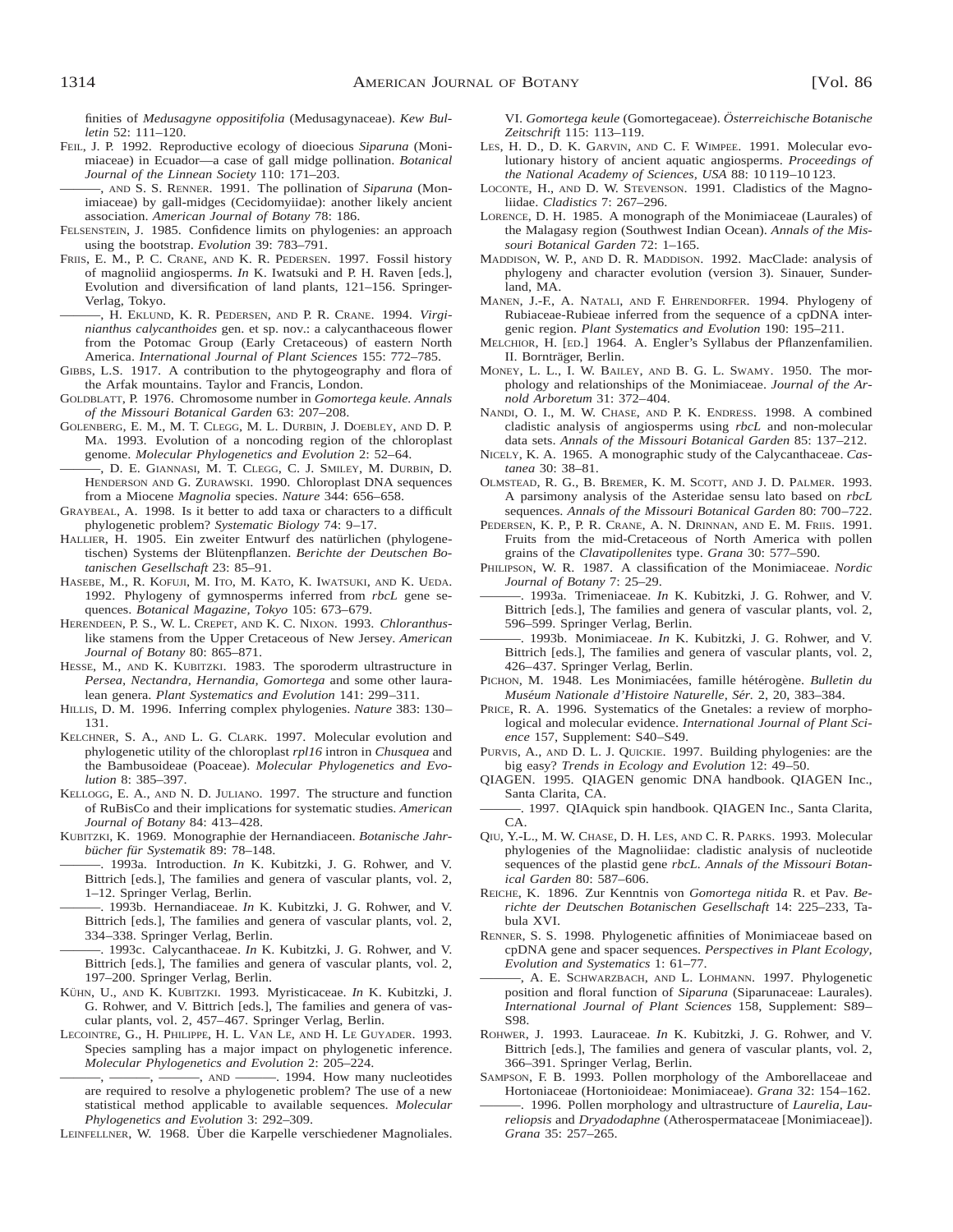finities of *Medusagyne oppositifolia* (Medusagynaceae). *Kew Bulletin* 52: 111–120.

FEIL, J. P. 1992. Reproductive ecology of dioecious *Siparuna* (Monimiaceae) in Ecuador—a case of gall midge pollination. *Botanical Journal of the Linnean Society* 110: 171–203.

———, AND S. S. RENNER. 1991. The pollination of *Siparuna* (Monimiaceae) by gall-midges (Cecidomyiidae): another likely ancient association. *American Journal of Botany* 78: 186.

FELSENSTEIN, J. 1985. Confidence limits on phylogenies: an approach using the bootstrap. *Evolution* 39: 783–791.

FRIIS, E. M., P. C. CRANE, AND K. R. PEDERSEN. 1997. Fossil history of magnoliid angiosperms. *In* K. Iwatsuki and P. H. Raven [eds.], Evolution and diversification of land plants, 121–156. Springer-Verlag, Tokyo.

———, H. EKLUND, K. R. PEDERSEN, AND P. R. CRANE. 1994. *Virginianthus calycanthoides* gen. et sp. nov.: a calycanthaceous flower from the Potomac Group (Early Cretaceous) of eastern North America. *International Journal of Plant Sciences* 155: 772–785.

GIBBS, L.S. 1917. A contribution to the phytogeography and flora of the Arfak mountains. Taylor and Francis, London.

GOLDBLATT, P. 1976. Chromosome number in *Gomortega keule. Annals of the Missouri Botanical Garden* 63: 207–208.

GOLENBERG, E. M., M. T. CLEGG, M. L. DURBIN, J. DOEBLEY, AND D. P. MA. 1993. Evolution of a noncoding region of the chloroplast genome. *Molecular Phylogenetics and Evolution* 2: 52–64.

———, D. E. GIANNASI, M. T. CLEGG, C. J. SMILEY, M. DURBIN, D. HENDERSON AND G. ZURAWSKI. 1990. Chloroplast DNA sequences from a Miocene *Magnolia* species. *Nature* 344: 656–658.

GRAYBEAL, A. 1998. Is it better to add taxa or characters to a difficult phylogenetic problem? *Systematic Biology* 74: 9–17.

HALLIER, H. 1905. Ein zweiter Entwurf des natürlichen (phylogenetischen) Systems der Blütenpflanzen. *Berichte der Deutschen Botanischen Gesellschaft* 23: 85–91.

HASEBE, M., R. KOFUJI, M. ITO, M. KATO, K. IWATSUKI, AND K. UEDA. 1992. Phylogeny of gymnosperms inferred from *rbcL* gene sequences. *Botanical Magazine, Tokyo* 105: 673–679.

HERENDEEN, P. S., W. L. CREPET, AND K. C. NIXON. 1993. *Chloranthus*-like stamens from the Upper Cretaceous of New Jersey. *American Journal of Botany* 80: 865–871.

HESSE, M., AND K. KUBITZKI. 1983. The sporoderm ultrastructure in *Persea, Nectandra, Hernandia, Gomortega* and some other lauralean genera. *Plant Systematics and Evolution* 141: 299–311.

HILLIS, D. M. 1996. Inferring complex phylogenies. *Nature* 383: 130–131.

KELCHNER, S. A., AND L. G. CLARK. 1997. Molecular evolution and phylogenetic utility of the chloroplast *rpl16* intron in *Chusquea* and the Bambusoideae (Poaceae). *Molecular Phylogenetics and Evolution* 8: 385–397.

KELLOGG, E. A., AND N. D. JULIANO. 1997. The structure and function of RuBisCo and their implications for systematic studies. *American Journal of Botany* 84: 413–428.

KUBITZKI, K. 1969. Monographie der Hernandiaceen. *Botanische Jahrbücher für Systematik* 89: 78–148.

———. 1993a. Introduction. *In* K. Kubitzki, J. G. Rohwer, and V. Bittrich [eds.], The families and genera of vascular plants, vol. 2, 1–12. Springer Verlag, Berlin.

———. 1993b. Hernandiaceae. *In* K. Kubitzki, J. G. Rohwer, and V. Bittrich [eds.], The families and genera of vascular plants, vol. 2, 334–338. Springer Verlag, Berlin.

———. 1993c. Calycanthaceae. *In* K. Kubitzki, J. G. Rohwer, and V. Bittrich [eds.], The families and genera of vascular plants, vol. 2, 197–200. Springer Verlag, Berlin.

KÜHN, U., AND K. KUBITZKI. 1993. Myristicaceae. *In* K. Kubitzki, J. G. Rohwer, and V. Bittrich [eds.], The families and genera of vascular plants, vol. 2, 457–467. Springer Verlag, Berlin.

LECOINTRE, G., H. PHILIPPE, H. L. VAN LE, AND H. LE GUYADER. 1993. Species sampling has a major impact on phylogenetic inference. *Molecular Phylogenetics and Evolution* 2: 205–224.

———, ———, ———, AND ———. 1994. How many nucleotides are required to resolve a phylogenetic problem? The use of a new statistical method applicable to available sequences. *Molecular Phylogenetics and Evolution* 3: 292–309.

LEINFELLNER, W. 1968. Über die Karpelle verschiedener Magnoliales. VI. *Gomortega keule* (Gomortegaceae). *Österreichische Botanische Zeitschrift* 115: 113–119.

LES, H. D., D. K. GARVIN, AND C. F. WIMPEE. 1991. Molecular evolutionary history of ancient aquatic angiosperms. *Proceedings of the National Academy of Sciences, USA* 88: 10 119–10 123.

LOCONTE, H., AND D. W. STEVENSON. 1991. Cladistics of the Magnoliidae. *Cladistics* 7: 267–296.

LORENCE, D. H. 1985. A monograph of the Monimiaceae (Laurales) of the Malagasy region (Southwest Indian Ocean). *Annals of the Missouri Botanical Garden* 72: 1–165.

MADDISON, W. P., AND D. R. MADDISON. 1992. MacClade: analysis of phylogeny and character evolution (version 3). Sinauer, Sunderland, MA.

MANEN, J.-F., A. NATALI, AND F. EHRENDORFER. 1994. Phylogeny of Rubiaceae-Rubieae inferred from the sequence of a cpDNA intergenic region. *Plant Systematics and Evolution* 190: 195–211.

MELCHIOR, H. [ED.] 1964. A. Engler's Syllabus der Pflanzenfamilien. II. Bornträger, Berlin.

MONEY, L. L., I. W. BAILEY, AND B. G. L. SWAMY. 1950. The morphology and relationships of the Monimiaceae. *Journal of the Arnold Arboretum* 31: 372–404.

NANDI, O. I., M. W. CHASE, AND P. K. ENDRESS. 1998. A combined cladistic analysis of angiosperms using *rbcL* and non-molecular data sets. *Annals of the Missouri Botanical Garden* 85: 137–212.

NICELY, K. A. 1965. A monographic study of the Calycanthaceae. *Castanea* 30: 38–81.

OLMSTEAD, R. G., B. BREMER, K. M. SCOTT, AND J. D. PALMER. 1993. A parsimony analysis of the Asteridae sensu lato based on *rbcL* sequences. *Annals of the Missouri Botanical Garden* 80: 700–722.

PEDERSEN, K. P., P. R. CRANE, A. N. DRINNAN, AND E. M. FRIIS. 1991. Fruits from the mid-Cretaceous of North America with pollen grains of the *Clavatipollenites* type. *Grana* 30: 577–590.

PHILIPSON, W. R. 1987. A classification of the Monimiaceae. *Nordic Journal of Botany* 7: 25–29.

———. 1993a. Trimeniaceae. *In* K. Kubitzki, J. G. Rohwer, and V. Bittrich [eds.], The families and genera of vascular plants, vol. 2, 596–599. Springer Verlag, Berlin.

———. 1993b. Monimiaceae. *In* K. Kubitzki, J. G. Rohwer, and V. Bittrich [eds.], The families and genera of vascular plants, vol. 2, 426–437. Springer Verlag, Berlin.

PICHON, M. 1948. Les Monimiacées, famille hétérogène. *Bulletin du Muséum Nationale d'Histoire Naturelle, Sér.* 2, 20, 383–384.

PRICE, R. A. 1996. Systematics of the Gnetales: a review of morphological and molecular evidence. *International Journal of Plant Science* 157, Supplement: S40–S49.

PURVIS, A., AND D. L. J. QUICKIE. 1997. Building phylogenies: are the big easy? *Trends in Ecology and Evolution* 12: 49–50.

QIAGEN. 1995. QIAGEN genomic DNA handbook. QIAGEN Inc., Santa Clarita, CA.

———. 1997. QIAquick spin handbook. QIAGEN Inc., Santa Clarita, CA.

QIU, Y.-L., M. W. CHASE, D. H. LES, AND C. R. PARKS. 1993. Molecular phylogenies of the Magnoliidae: cladistic analysis of nucleotide sequences of the plastid gene *rbcL*. *Annals of the Missouri Botanical Garden* 80: 587–606.

REICHE, K. 1896. Zur Kenntnis von *Gomortega nitida* R. et Pav. *Berichte der Deutschen Botanischen Gesellschaft* 14: 225–233, Tabula XVI.

RENNER, S. S. 1998. Phylogenetic affinities of Monimiaceae based on cpDNA gene and spacer sequences. *Perspectives in Plant Ecology, Evolution and Systematics* 1: 61–77.

———, A. E. SCHWARZBACH, AND L. LOHMANN. 1997. Phylogenetic position and floral function of *Siparuna* (Siparunaceae: Laurales). *International Journal of Plant Sciences* 158, Supplement: S89–S98.

ROHWER, J. 1993. Lauraceae. *In* K. Kubitzki, J. G. Rohwer, and V. Bittrich [eds.], The families and genera of vascular plants, vol. 2, 366–391. Springer Verlag, Berlin.

SAMPSON, F. B. 1993. Pollen morphology of the Amborellaceae and Hortoniaceae (Hortonioideae: Monimiaceae). *Grana* 32: 154–162.

———. 1996. Pollen morphology and ultrastructure of *Laurelia, Laureliopsis* and *Dryadodaphne* (Atherospermataceae [Monimiaceae]). *Grana* 35: 257–265.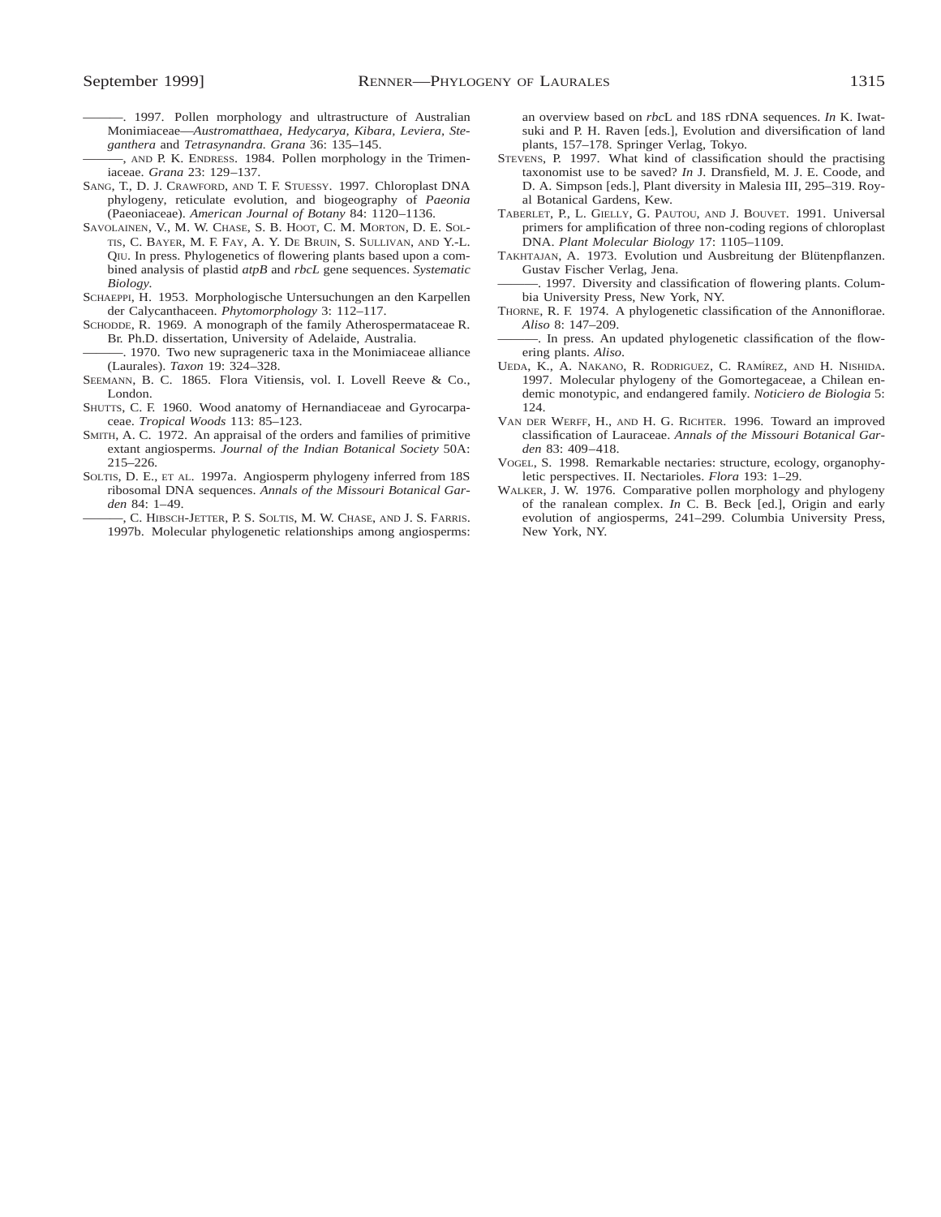———. 1997. Pollen morphology and ultrastructure of Australian Monimiaceae—*Austromatthaea, Hedycarya, Kibara, Leviera, Steganthera* and *Tetrasynandra. Grana* 36: 135–145.

———, AND P. K. ENDRESS. 1984. Pollen morphology in the Trimeniaceae. *Grana* 23: 129–137.

SANG, T., D. J. CRAWFORD, AND T. F. STUESSY. 1997. Chloroplast DNA phylogeny, reticulate evolution, and biogeography of *Paeonia* (Paeoniaceae). *American Journal of Botany* 84: 1120–1136.

SAVOLAINEN, V., M. W. CHASE, S. B. HOOT, C. M. MORTON, D. E. SOLTIS, C. BAYER, M. F. FAY, A. Y. DE BRUIN, S. SULLIVAN, AND Y.-L. QIU. In press. Phylogenetics of flowering plants based upon a combined analysis of plastid *atpB* and *rbcL* gene sequences. *Systematic Biology.*

SCHAEPPI, H. 1953. Morphologische Untersuchungen an den Karpellen der Calycanthaceen. *Phytomorphology* 3: 112–117.

SCHODDE, R. 1969. A monograph of the family Atherospermataceae R. Br. Ph.D. dissertation, University of Adelaide, Australia.

———. 1970. Two new suprageneric taxa in the Monimiaceae alliance (Laurales). *Taxon* 19: 324–328.

SEEMANN, B. C. 1865. Flora Vitiensis, vol. I. Lovell Reeve & Co., London.

SHUTTS, C. F. 1960. Wood anatomy of Hernandiaceae and Gyrocarpaceae. *Tropical Woods* 113: 85–123.

SMITH, A. C. 1972. An appraisal of the orders and families of primitive extant angiosperms. *Journal of the Indian Botanical Society* 50A: 215–226.

SOLTIS, D. E., ET AL. 1997a. Angiosperm phylogeny inferred from 18S ribosomal DNA sequences. *Annals of the Missouri Botanical Garden* 84: 1–49.

———, C. HIBSCH-JETTER, P. S. SOLTIS, M. W. CHASE, AND J. S. FARRIS. 1997b. Molecular phylogenetic relationships among angiosperms: an overview based on *rbc*L and 18S rDNA sequences. *In* K. Iwatsuki and P. H. Raven [eds.], Evolution and diversification of land plants, 157–178. Springer Verlag, Tokyo.

STEVENS, P. 1997. What kind of classification should the practising taxonomist use to be saved? *In* J. Dransfield, M. J. E. Coode, and D. A. Simpson [eds.], Plant diversity in Malesia III, 295–319. Royal Botanical Gardens, Kew.

TABERLET, P., L. GIELLY, G. PAUTOU, AND J. BOUVET. 1991. Universal primers for amplification of three non-coding regions of chloroplast DNA. *Plant Molecular Biology* 17: 1105–1109.

TAKHTAJAN, A. 1973. Evolution und Ausbreitung der Blütenpflanzen. Gustav Fischer Verlag, Jena.

———. 1997. Diversity and classification of flowering plants. Columbia University Press, New York, NY.

THORNE, R. F. 1974. A phylogenetic classification of the Annoniflorae. *Aliso* 8: 147–209.

———. In press. An updated phylogenetic classification of the flowering plants. *Aliso.*

UEDA, K., A. NAKANO, R. RODRIGUEZ, C. RAMÍREZ, AND H. NISHIDA. 1997. Molecular phylogeny of the Gomortegaceae, a Chilean endemic monotypic, and endangered family. *Noticiero de Biologia* 5: 124.

VAN DER WERFF, H., AND H. G. RICHTER. 1996. Toward an improved classification of Lauraceae. *Annals of the Missouri Botanical Garden* 83: 409–418.

VOGEL, S. 1998. Remarkable nectaries: structure, ecology, organophyletic perspectives. II. Nectarioles. *Flora* 193: 1–29.

WALKER, J. W. 1976. Comparative pollen morphology and phylogeny of the ranalean complex. *In* C. B. Beck [ed.], Origin and early evolution of angiosperms, 241–299. Columbia University Press, New York, NY.